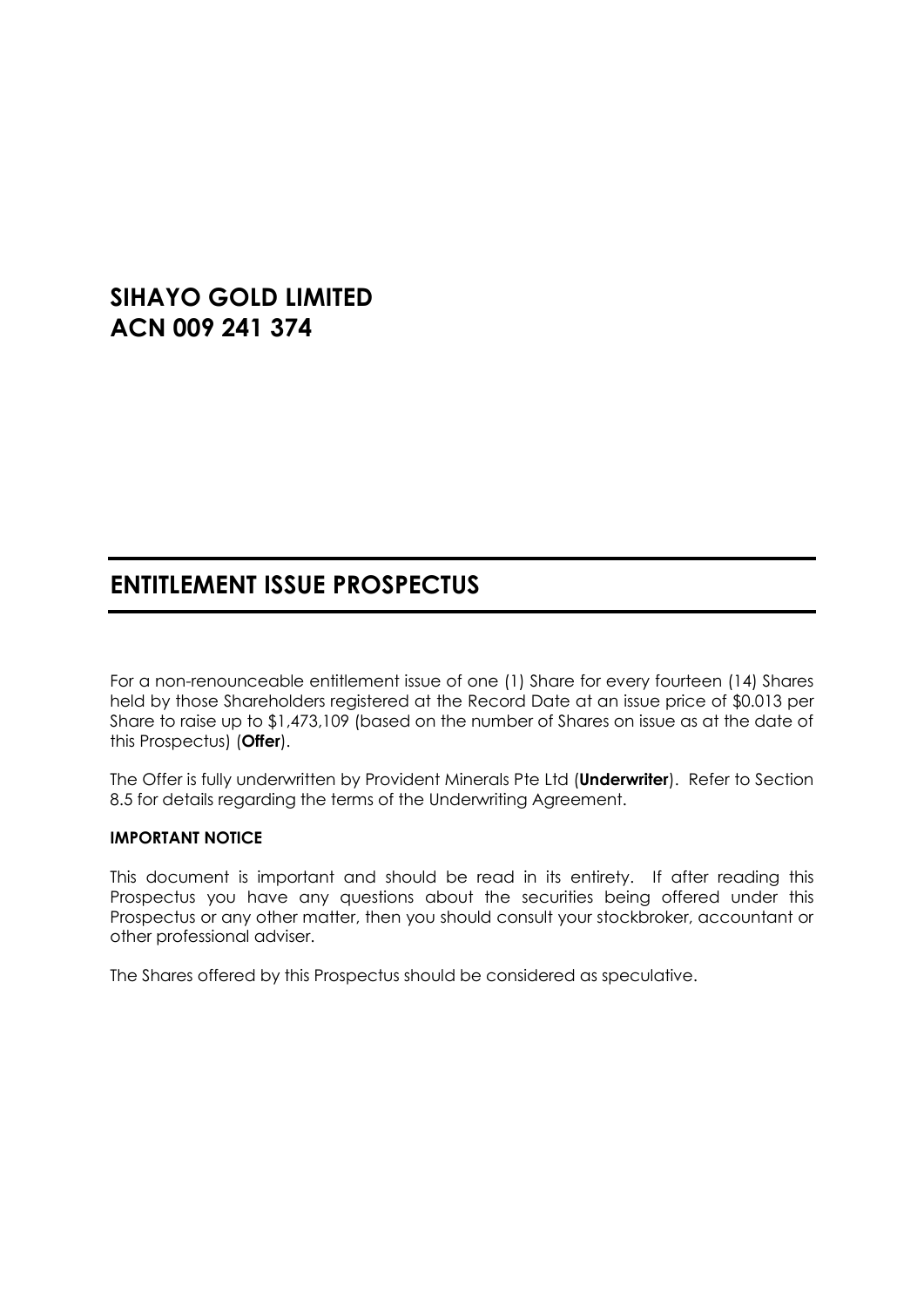# SIHAYO GOLD LIMITED
# ACN 009 241 374

## ENTITLEMENT ISSUE PROSPECTUS

For a non-renounceable entitlement issue of one (1) Share for every fourteen (14) Shares held by those Shareholders registered at the Record Date at an issue price of $0.013 per Share to raise up to $1,473,109 (based on the number of Shares on issue as at the date of this Prospectus) (**Offer**).

The Offer is fully underwritten by Provident Minerals Pte Ltd (**Underwriter**). Refer to Section 8.5 for details regarding the terms of the Underwriting Agreement.

**IMPORTANT NOTICE**

This document is important and should be read in its entirety. If after reading this Prospectus you have any questions about the securities being offered under this Prospectus or any other matter, then you should consult your stockbroker, accountant or other professional adviser.

The Shares offered by this Prospectus should be considered as speculative.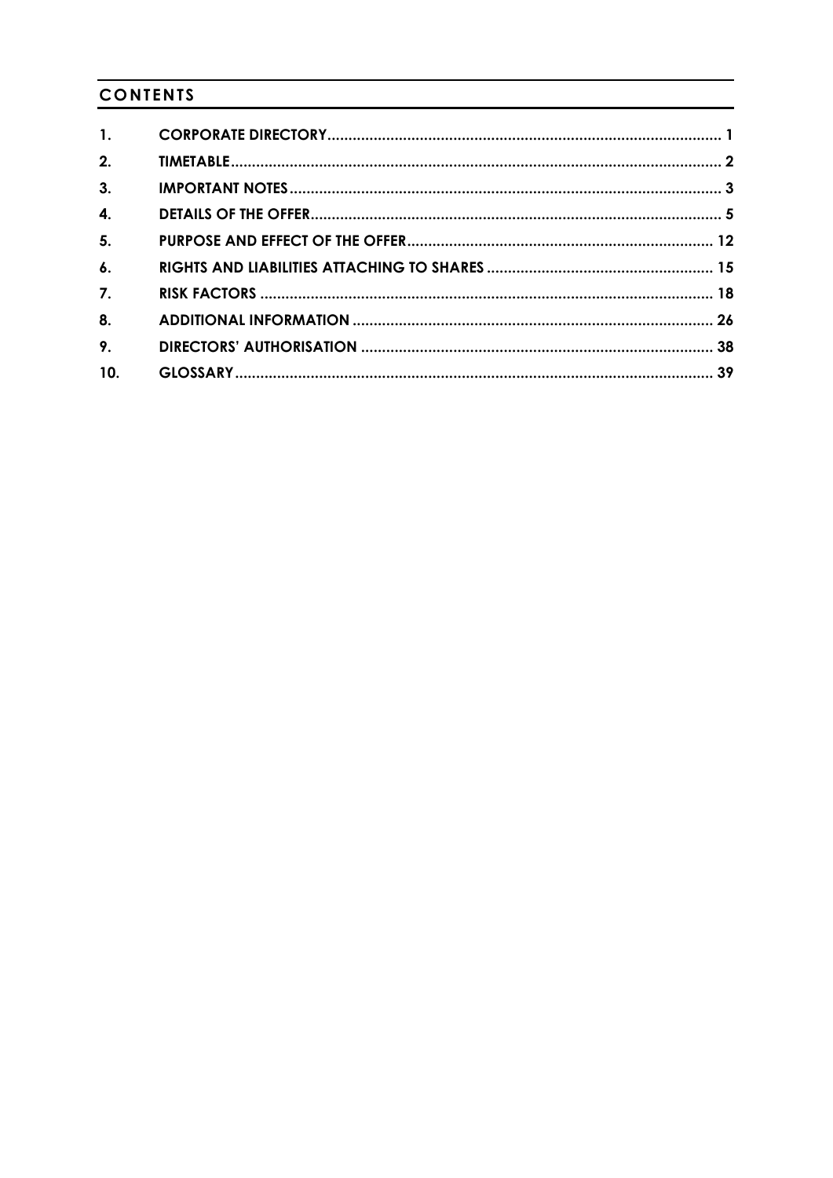## CONTENTS

| | | |
|---|---|---|
| 1. | CORPORATE DIRECTORY | 1 |
| 2. | TIMETABLE | 2 |
| 3. | IMPORTANT NOTES | 3 |
| 4. | DETAILS OF THE OFFER | 5 |
| 5. | PURPOSE AND EFFECT OF THE OFFER | 12 |
| 6. | RIGHTS AND LIABILITIES ATTACHING TO SHARES | 15 |
| 7. | RISK FACTORS | 18 |
| 8. | ADDITIONAL INFORMATION | 26 |
| 9. | DIRECTORS' AUTHORISATION | 38 |
| 10. | GLOSSARY | 39 |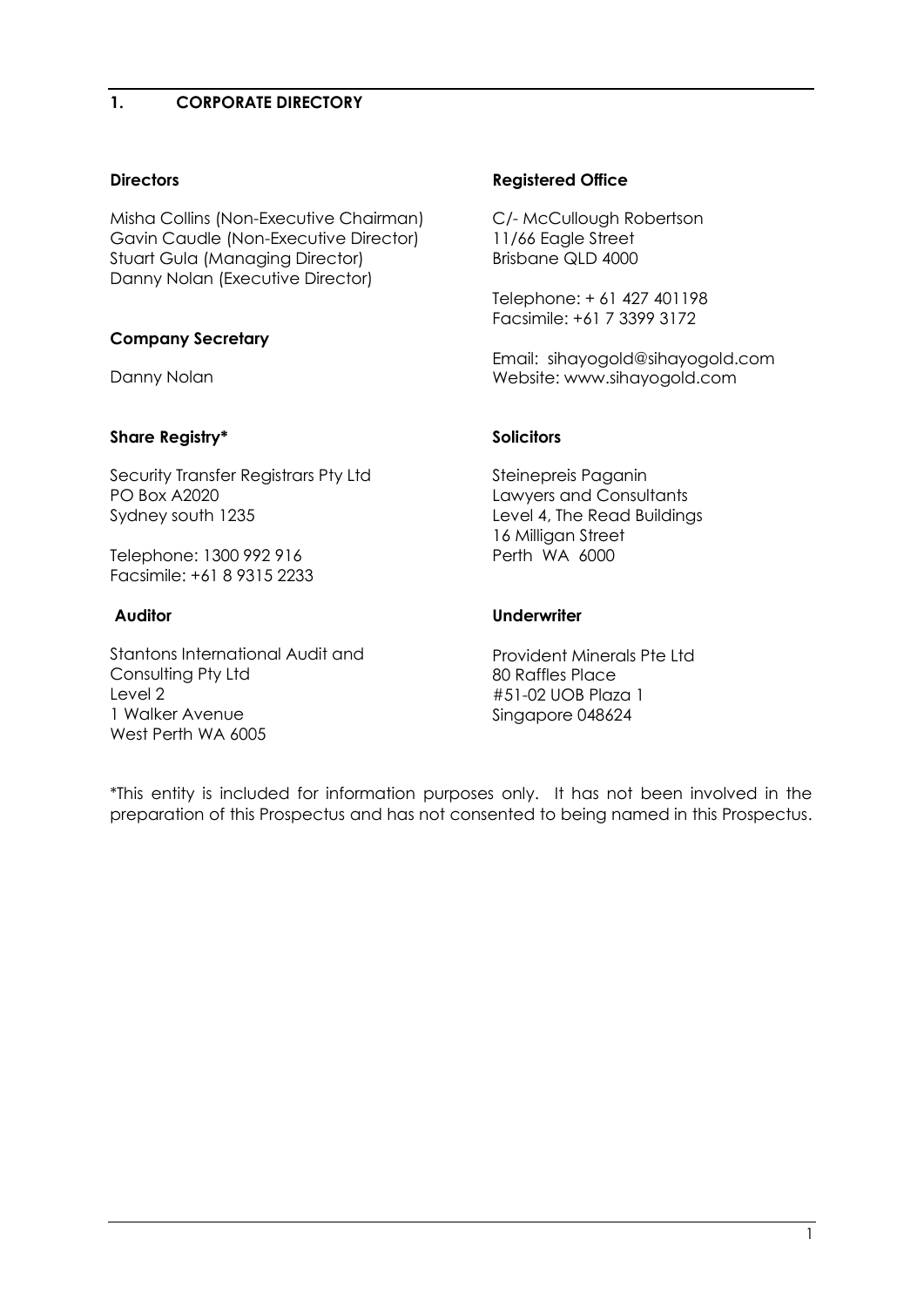## 1. CORPORATE DIRECTORY

**Directors**

Misha Collins (Non-Executive Chairman)
Gavin Caudle (Non-Executive Director)
Stuart Gula (Managing Director)
Danny Nolan (Executive Director)

**Company Secretary**

Danny Nolan

**Share Registry***

Security Transfer Registrars Pty Ltd
PO Box A2020
Sydney south 1235

Telephone: 1300 992 916
Facsimile: +61 8 9315 2233

**Auditor**

Stantons International Audit and Consulting Pty Ltd
Level 2
1 Walker Avenue
West Perth WA 6005

**Registered Office**

C/- McCullough Robertson
11/66 Eagle Street
Brisbane QLD 4000

Telephone: + 61 427 401198
Facsimile: +61 7 3399 3172

Email: sihayogold@sihayogold.com
Website: www.sihayogold.com

**Solicitors**

Steinepreis Paganin
Lawyers and Consultants
Level 4, The Read Buildings
16 Milligan Street
Perth WA 6000

**Underwriter**

Provident Minerals Pte Ltd
80 Raffles Place
#51-02 UOB Plaza 1
Singapore 048624

*This entity is included for information purposes only. It has not been involved in the preparation of this Prospectus and has not consented to being named in this Prospectus.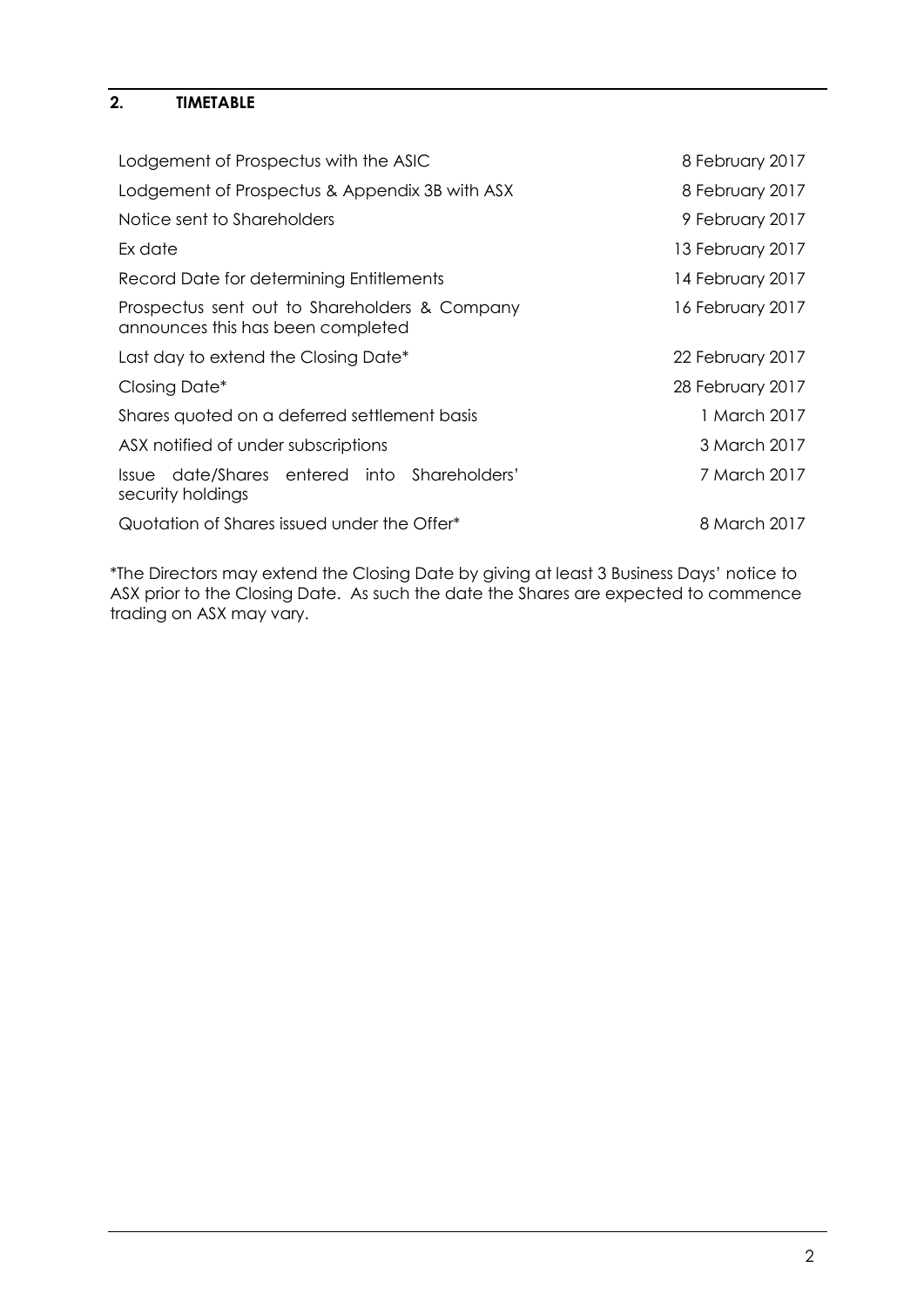## 2. TIMETABLE

| | |
|---|---|
| Lodgement of Prospectus with the ASIC | 8 February 2017 |
| Lodgement of Prospectus & Appendix 3B with ASX | 8 February 2017 |
| Notice sent to Shareholders | 9 February 2017 |
| Ex date | 13 February 2017 |
| Record Date for determining Entitlements | 14 February 2017 |
| Prospectus sent out to Shareholders & Company announces this has been completed | 16 February 2017 |
| Last day to extend the Closing Date* | 22 February 2017 |
| Closing Date* | 28 February 2017 |
| Shares quoted on a deferred settlement basis | 1 March 2017 |
| ASX notified of under subscriptions | 3 March 2017 |
| Issue date/Shares entered into Shareholders' security holdings | 7 March 2017 |
| Quotation of Shares issued under the Offer* | 8 March 2017 |

*The Directors may extend the Closing Date by giving at least 3 Business Days' notice to ASX prior to the Closing Date. As such the date the Shares are expected to commence trading on ASX may vary.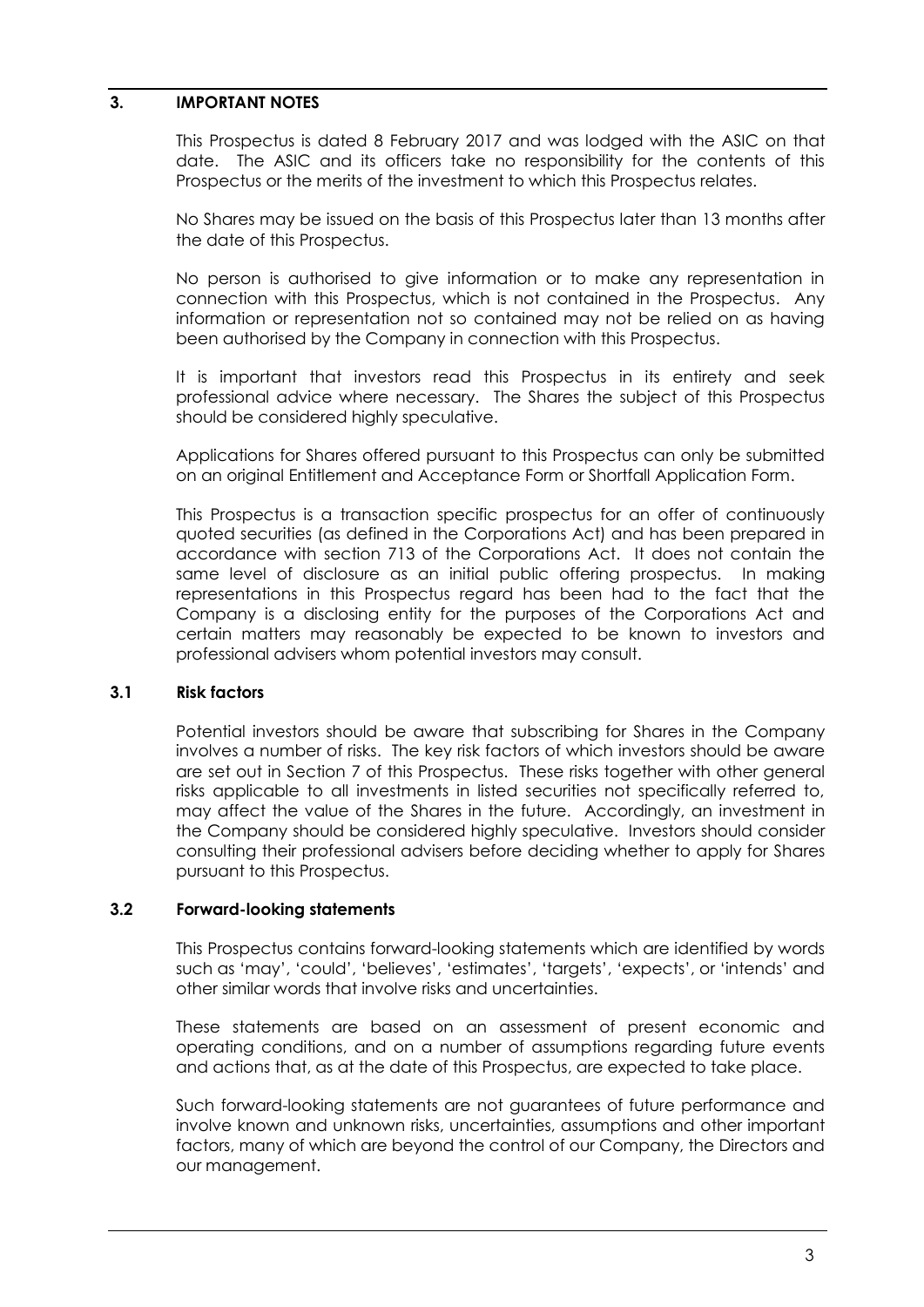## 3. IMPORTANT NOTES

This Prospectus is dated 8 February 2017 and was lodged with the ASIC on that date. The ASIC and its officers take no responsibility for the contents of this Prospectus or the merits of the investment to which this Prospectus relates.

No Shares may be issued on the basis of this Prospectus later than 13 months after the date of this Prospectus.

No person is authorised to give information or to make any representation in connection with this Prospectus, which is not contained in the Prospectus. Any information or representation not so contained may not be relied on as having been authorised by the Company in connection with this Prospectus.

It is important that investors read this Prospectus in its entirety and seek professional advice where necessary. The Shares the subject of this Prospectus should be considered highly speculative.

Applications for Shares offered pursuant to this Prospectus can only be submitted on an original Entitlement and Acceptance Form or Shortfall Application Form.

This Prospectus is a transaction specific prospectus for an offer of continuously quoted securities (as defined in the Corporations Act) and has been prepared in accordance with section 713 of the Corporations Act. It does not contain the same level of disclosure as an initial public offering prospectus. In making representations in this Prospectus regard has been had to the fact that the Company is a disclosing entity for the purposes of the Corporations Act and certain matters may reasonably be expected to be known to investors and professional advisers whom potential investors may consult.

### 3.1 Risk factors

Potential investors should be aware that subscribing for Shares in the Company involves a number of risks. The key risk factors of which investors should be aware are set out in Section 7 of this Prospectus. These risks together with other general risks applicable to all investments in listed securities not specifically referred to, may affect the value of the Shares in the future. Accordingly, an investment in the Company should be considered highly speculative. Investors should consider consulting their professional advisers before deciding whether to apply for Shares pursuant to this Prospectus.

### 3.2 Forward-looking statements

This Prospectus contains forward-looking statements which are identified by words such as 'may', 'could', 'believes', 'estimates', 'targets', 'expects', or 'intends' and other similar words that involve risks and uncertainties.

These statements are based on an assessment of present economic and operating conditions, and on a number of assumptions regarding future events and actions that, as at the date of this Prospectus, are expected to take place.

Such forward-looking statements are not guarantees of future performance and involve known and unknown risks, uncertainties, assumptions and other important factors, many of which are beyond the control of our Company, the Directors and our management.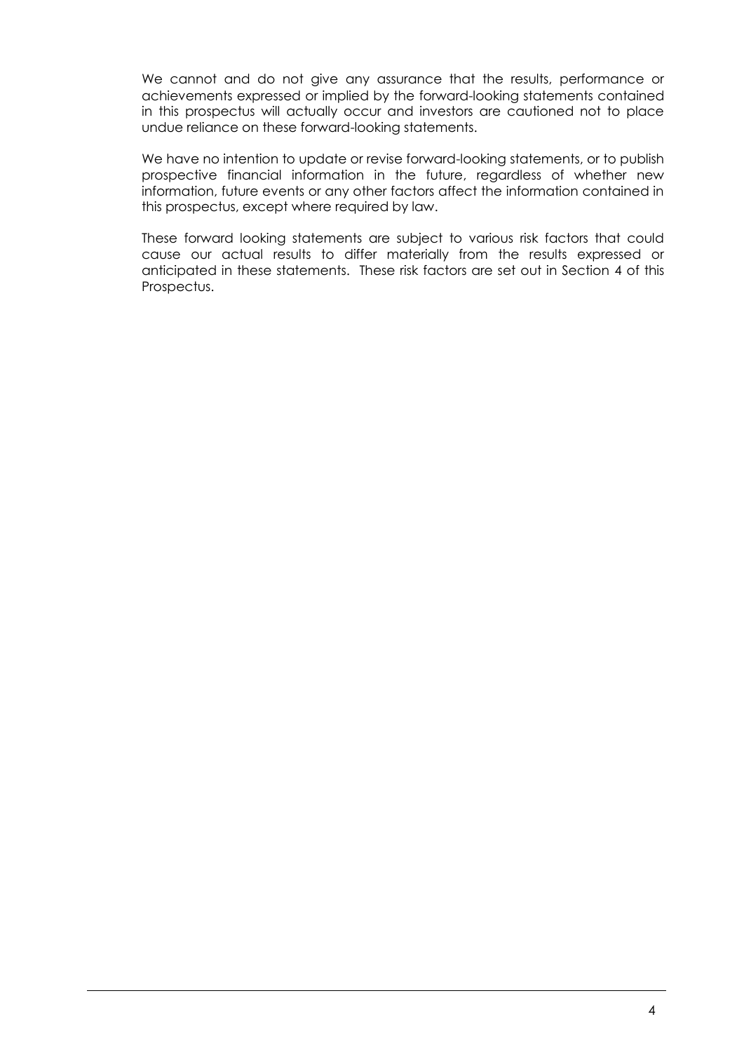We cannot and do not give any assurance that the results, performance or achievements expressed or implied by the forward-looking statements contained in this prospectus will actually occur and investors are cautioned not to place undue reliance on these forward-looking statements.

We have no intention to update or revise forward-looking statements, or to publish prospective financial information in the future, regardless of whether new information, future events or any other factors affect the information contained in this prospectus, except where required by law.

These forward looking statements are subject to various risk factors that could cause our actual results to differ materially from the results expressed or anticipated in these statements. These risk factors are set out in Section 4 of this Prospectus.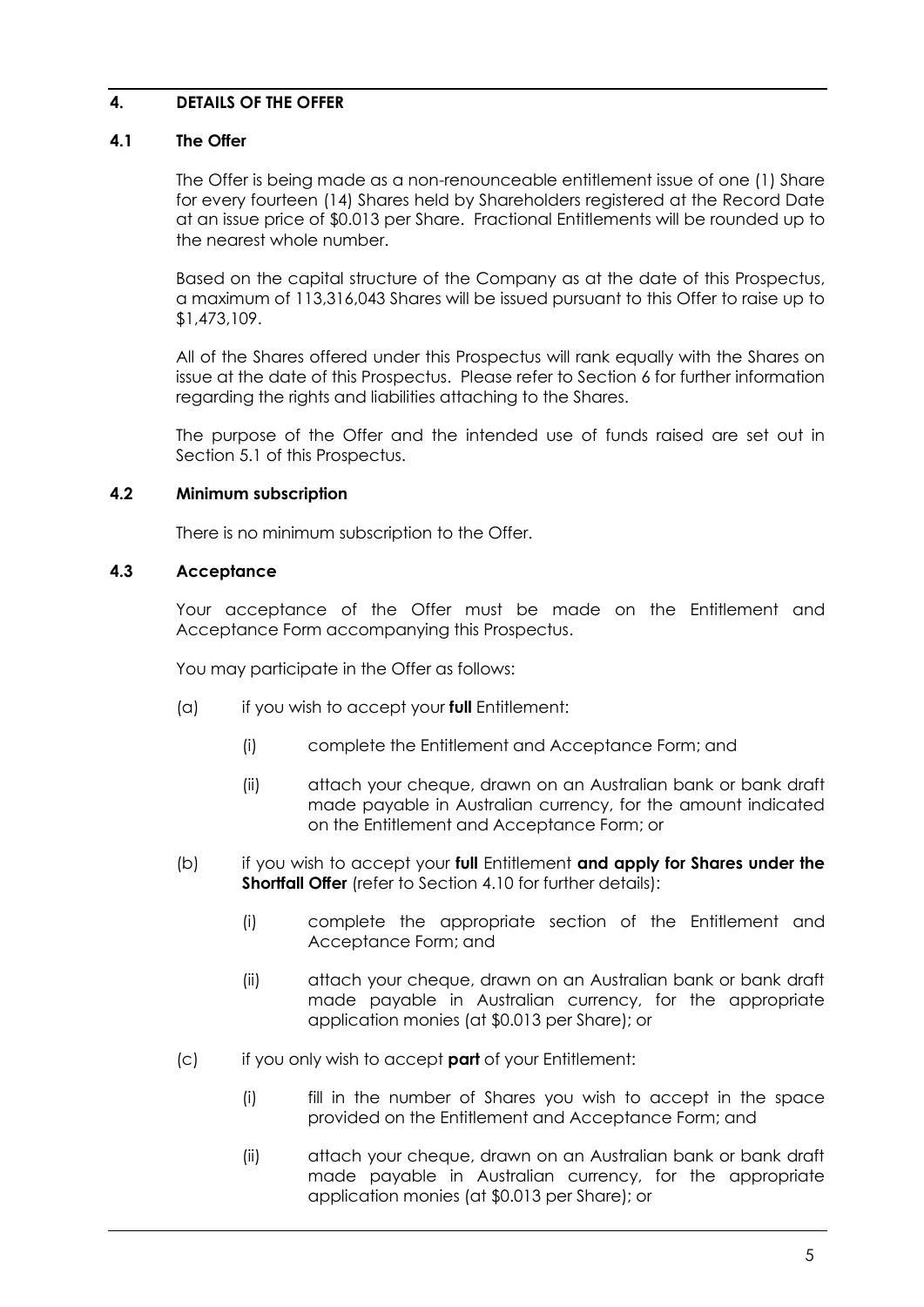## 4. DETAILS OF THE OFFER

### 4.1 The Offer

The Offer is being made as a non-renounceable entitlement issue of one (1) Share for every fourteen (14) Shares held by Shareholders registered at the Record Date at an issue price of $0.013 per Share. Fractional Entitlements will be rounded up to the nearest whole number.

Based on the capital structure of the Company as at the date of this Prospectus, a maximum of 113,316,043 Shares will be issued pursuant to this Offer to raise up to $1,473,109.

All of the Shares offered under this Prospectus will rank equally with the Shares on issue at the date of this Prospectus. Please refer to Section 6 for further information regarding the rights and liabilities attaching to the Shares.

The purpose of the Offer and the intended use of funds raised are set out in Section 5.1 of this Prospectus.

### 4.2 Minimum subscription

There is no minimum subscription to the Offer.

### 4.3 Acceptance

Your acceptance of the Offer must be made on the Entitlement and Acceptance Form accompanying this Prospectus.

You may participate in the Offer as follows:

(a) if you wish to accept your **full** Entitlement:

  (i) complete the Entitlement and Acceptance Form; and

  (ii) attach your cheque, drawn on an Australian bank or bank draft made payable in Australian currency, for the amount indicated on the Entitlement and Acceptance Form; or

(b) if you wish to accept your **full** Entitlement **and apply for Shares under the Shortfall Offer** (refer to Section 4.10 for further details):

  (i) complete the appropriate section of the Entitlement and Acceptance Form; and

  (ii) attach your cheque, drawn on an Australian bank or bank draft made payable in Australian currency, for the appropriate application monies (at $0.013 per Share); or

(c) if you only wish to accept **part** of your Entitlement:

  (i) fill in the number of Shares you wish to accept in the space provided on the Entitlement and Acceptance Form; and

  (ii) attach your cheque, drawn on an Australian bank or bank draft made payable in Australian currency, for the appropriate application monies (at $0.013 per Share); or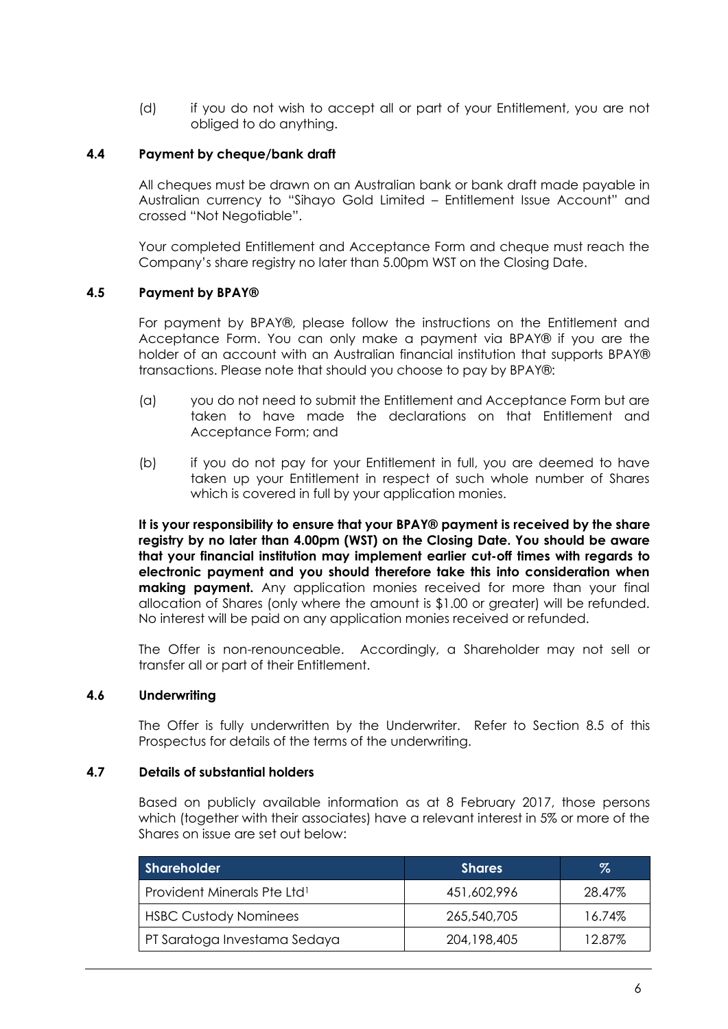(d) if you do not wish to accept all or part of your Entitlement, you are not obliged to do anything.

### 4.4 Payment by cheque/bank draft

All cheques must be drawn on an Australian bank or bank draft made payable in Australian currency to "Sihayo Gold Limited – Entitlement Issue Account" and crossed "Not Negotiable".

Your completed Entitlement and Acceptance Form and cheque must reach the Company's share registry no later than 5.00pm WST on the Closing Date.

### 4.5 Payment by BPAY®

For payment by BPAY®, please follow the instructions on the Entitlement and Acceptance Form. You can only make a payment via BPAY® if you are the holder of an account with an Australian financial institution that supports BPAY® transactions. Please note that should you choose to pay by BPAY®:

(a) you do not need to submit the Entitlement and Acceptance Form but are taken to have made the declarations on that Entitlement and Acceptance Form; and

(b) if you do not pay for your Entitlement in full, you are deemed to have taken up your Entitlement in respect of such whole number of Shares which is covered in full by your application monies.

**It is your responsibility to ensure that your BPAY® payment is received by the share registry by no later than 4.00pm (WST) on the Closing Date. You should be aware that your financial institution may implement earlier cut-off times with regards to electronic payment and you should therefore take this into consideration when making payment.** Any application monies received for more than your final allocation of Shares (only where the amount is $1.00 or greater) will be refunded. No interest will be paid on any application monies received or refunded.

The Offer is non-renounceable. Accordingly, a Shareholder may not sell or transfer all or part of their Entitlement.

### 4.6 Underwriting

The Offer is fully underwritten by the Underwriter. Refer to Section 8.5 of this Prospectus for details of the terms of the underwriting.

### 4.7 Details of substantial holders

Based on publicly available information as at 8 February 2017, those persons which (together with their associates) have a relevant interest in 5% or more of the Shares on issue are set out below:

| Shareholder | Shares | % |
|---|---|---|
| Provident Minerals Pte Ltd[1] | 451,602,996 | 28.47% |
| HSBC Custody Nominees | 265,540,705 | 16.74% |
| PT Saratoga Investama Sedaya | 204,198,405 | 12.87% |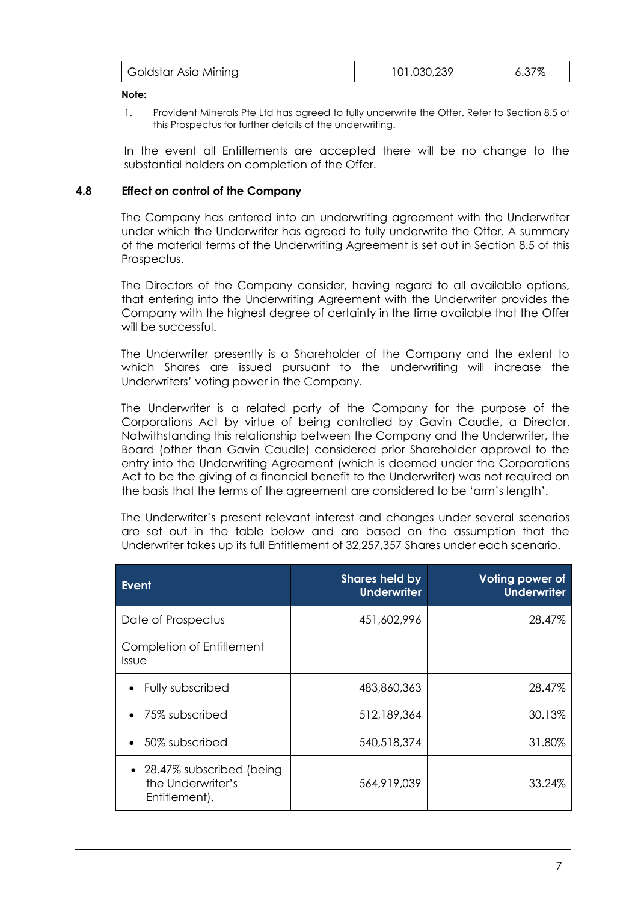| Goldstar Asia Mining | 101,030,239 | 6.37% |
|---|---|---|

**Note:**

1. Provident Minerals Pte Ltd has agreed to fully underwrite the Offer. Refer to Section 8.5 of this Prospectus for further details of the underwriting.

In the event all Entitlements are accepted there will be no change to the substantial holders on completion of the Offer.

## 4.8 Effect on control of the Company

The Company has entered into an underwriting agreement with the Underwriter under which the Underwriter has agreed to fully underwrite the Offer. A summary of the material terms of the Underwriting Agreement is set out in Section 8.5 of this Prospectus.

The Directors of the Company consider, having regard to all available options, that entering into the Underwriting Agreement with the Underwriter provides the Company with the highest degree of certainty in the time available that the Offer will be successful.

The Underwriter presently is a Shareholder of the Company and the extent to which Shares are issued pursuant to the underwriting will increase the Underwriters' voting power in the Company.

The Underwriter is a related party of the Company for the purpose of the Corporations Act by virtue of being controlled by Gavin Caudle, a Director. Notwithstanding this relationship between the Company and the Underwriter, the Board (other than Gavin Caudle) considered prior Shareholder approval to the entry into the Underwriting Agreement (which is deemed under the Corporations Act to be the giving of a financial benefit to the Underwriter) was not required on the basis that the terms of the agreement are considered to be 'arm's length'.

The Underwriter's present relevant interest and changes under several scenarios are set out in the table below and are based on the assumption that the Underwriter takes up its full Entitlement of 32,257,357 Shares under each scenario.

| Event | Shares held by Underwriter | Voting power of Underwriter |
|---|---|---|
| Date of Prospectus | 451,602,996 | 28.47% |
| Completion of Entitlement Issue | | |
| • Fully subscribed | 483,860,363 | 28.47% |
| • 75% subscribed | 512,189,364 | 30.13% |
| • 50% subscribed | 540,518,374 | 31.80% |
| • 28.47% subscribed (being the Underwriter's Entitlement). | 564,919,039 | 33.24% |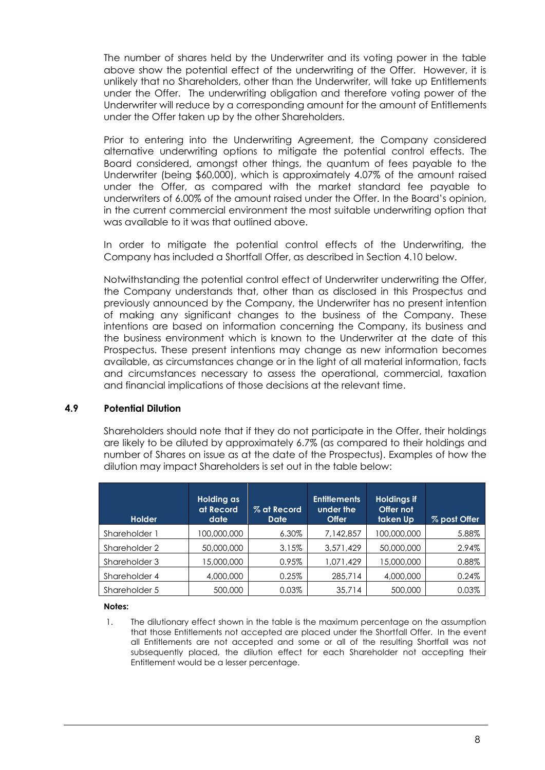The number of shares held by the Underwriter and its voting power in the table above show the potential effect of the underwriting of the Offer. However, it is unlikely that no Shareholders, other than the Underwriter, will take up Entitlements under the Offer. The underwriting obligation and therefore voting power of the Underwriter will reduce by a corresponding amount for the amount of Entitlements under the Offer taken up by the other Shareholders.

Prior to entering into the Underwriting Agreement, the Company considered alternative underwriting options to mitigate the potential control effects. The Board considered, amongst other things, the quantum of fees payable to the Underwriter (being $60,000), which is approximately 4.07% of the amount raised under the Offer, as compared with the market standard fee payable to underwriters of 6.00% of the amount raised under the Offer. In the Board's opinion, in the current commercial environment the most suitable underwriting option that was available to it was that outlined above.

In order to mitigate the potential control effects of the Underwriting, the Company has included a Shortfall Offer, as described in Section 4.10 below.

Notwithstanding the potential control effect of Underwriter underwriting the Offer, the Company understands that, other than as disclosed in this Prospectus and previously announced by the Company, the Underwriter has no present intention of making any significant changes to the business of the Company. These intentions are based on information concerning the Company, its business and the business environment which is known to the Underwriter at the date of this Prospectus. These present intentions may change as new information becomes available, as circumstances change or in the light of all material information, facts and circumstances necessary to assess the operational, commercial, taxation and financial implications of those decisions at the relevant time.

### 4.9 Potential Dilution

Shareholders should note that if they do not participate in the Offer, their holdings are likely to be diluted by approximately 6.7% (as compared to their holdings and number of Shares on issue as at the date of the Prospectus). Examples of how the dilution may impact Shareholders is set out in the table below:

| Holder | Holding as at Record date | % at Record Date | Entitlements under the Offer | Holdings if Offer not taken Up | % post Offer |
|---|---|---|---|---|---|
| Shareholder 1 | 100,000,000 | 6.30% | 7,142,857 | 100,000,000 | 5.88% |
| Shareholder 2 | 50,000,000 | 3.15% | 3,571,429 | 50,000,000 | 2.94% |
| Shareholder 3 | 15,000,000 | 0.95% | 1,071,429 | 15,000,000 | 0.88% |
| Shareholder 4 | 4,000,000 | 0.25% | 285,714 | 4,000,000 | 0.24% |
| Shareholder 5 | 500,000 | 0.03% | 35,714 | 500,000 | 0.03% |

**Notes:**

1. The dilutionary effect shown in the table is the maximum percentage on the assumption that those Entitlements not accepted are placed under the Shortfall Offer. In the event all Entitlements are not accepted and some or all of the resulting Shortfall was not subsequently placed, the dilution effect for each Shareholder not accepting their Entitlement would be a lesser percentage.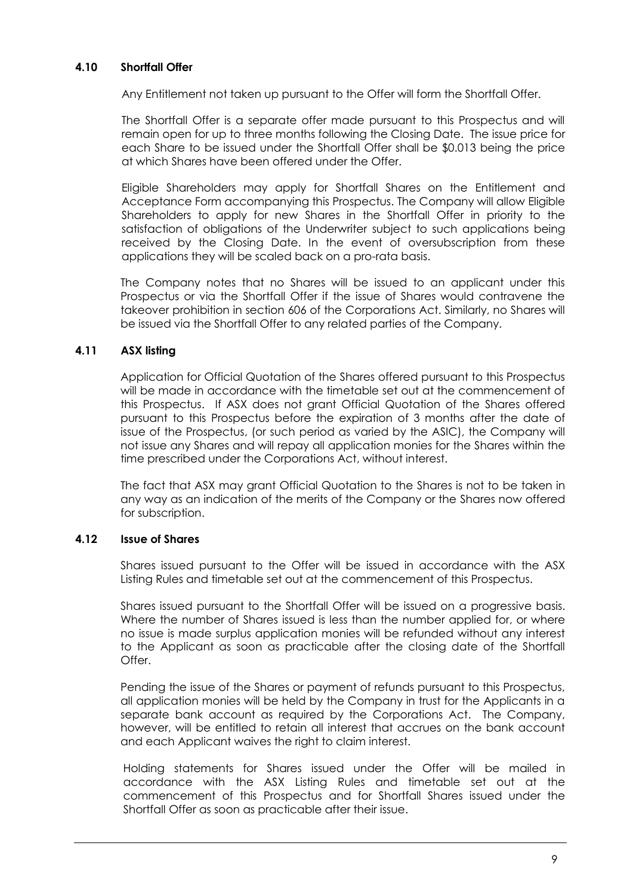### 4.10 Shortfall Offer

Any Entitlement not taken up pursuant to the Offer will form the Shortfall Offer.

The Shortfall Offer is a separate offer made pursuant to this Prospectus and will remain open for up to three months following the Closing Date. The issue price for each Share to be issued under the Shortfall Offer shall be $0.013 being the price at which Shares have been offered under the Offer.

Eligible Shareholders may apply for Shortfall Shares on the Entitlement and Acceptance Form accompanying this Prospectus. The Company will allow Eligible Shareholders to apply for new Shares in the Shortfall Offer in priority to the satisfaction of obligations of the Underwriter subject to such applications being received by the Closing Date. In the event of oversubscription from these applications they will be scaled back on a pro-rata basis.

The Company notes that no Shares will be issued to an applicant under this Prospectus or via the Shortfall Offer if the issue of Shares would contravene the takeover prohibition in section 606 of the Corporations Act. Similarly, no Shares will be issued via the Shortfall Offer to any related parties of the Company.

### 4.11 ASX listing

Application for Official Quotation of the Shares offered pursuant to this Prospectus will be made in accordance with the timetable set out at the commencement of this Prospectus. If ASX does not grant Official Quotation of the Shares offered pursuant to this Prospectus before the expiration of 3 months after the date of issue of the Prospectus, (or such period as varied by the ASIC), the Company will not issue any Shares and will repay all application monies for the Shares within the time prescribed under the Corporations Act, without interest.

The fact that ASX may grant Official Quotation to the Shares is not to be taken in any way as an indication of the merits of the Company or the Shares now offered for subscription.

### 4.12 Issue of Shares

Shares issued pursuant to the Offer will be issued in accordance with the ASX Listing Rules and timetable set out at the commencement of this Prospectus.

Shares issued pursuant to the Shortfall Offer will be issued on a progressive basis. Where the number of Shares issued is less than the number applied for, or where no issue is made surplus application monies will be refunded without any interest to the Applicant as soon as practicable after the closing date of the Shortfall Offer.

Pending the issue of the Shares or payment of refunds pursuant to this Prospectus, all application monies will be held by the Company in trust for the Applicants in a separate bank account as required by the Corporations Act. The Company, however, will be entitled to retain all interest that accrues on the bank account and each Applicant waives the right to claim interest.

Holding statements for Shares issued under the Offer will be mailed in accordance with the ASX Listing Rules and timetable set out at the commencement of this Prospectus and for Shortfall Shares issued under the Shortfall Offer as soon as practicable after their issue.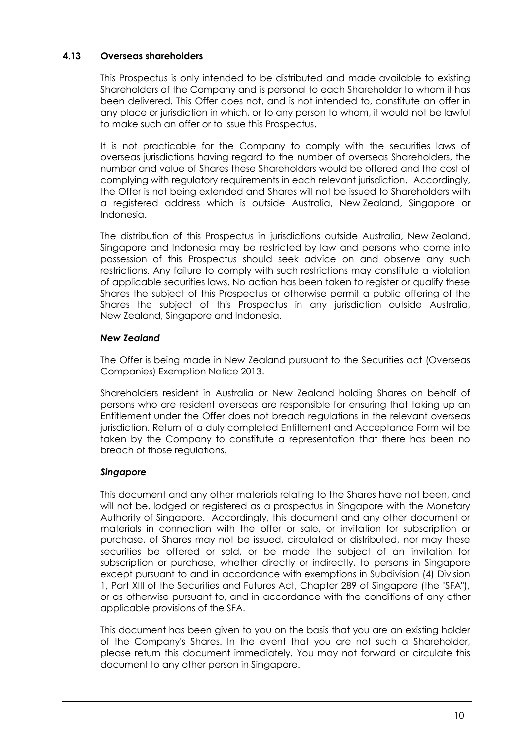### 4.13 Overseas shareholders

This Prospectus is only intended to be distributed and made available to existing Shareholders of the Company and is personal to each Shareholder to whom it has been delivered. This Offer does not, and is not intended to, constitute an offer in any place or jurisdiction in which, or to any person to whom, it would not be lawful to make such an offer or to issue this Prospectus.

It is not practicable for the Company to comply with the securities laws of overseas jurisdictions having regard to the number of overseas Shareholders, the number and value of Shares these Shareholders would be offered and the cost of complying with regulatory requirements in each relevant jurisdiction. Accordingly, the Offer is not being extended and Shares will not be issued to Shareholders with a registered address which is outside Australia, New Zealand, Singapore or Indonesia.

The distribution of this Prospectus in jurisdictions outside Australia, New Zealand, Singapore and Indonesia may be restricted by law and persons who come into possession of this Prospectus should seek advice on and observe any such restrictions. Any failure to comply with such restrictions may constitute a violation of applicable securities laws. No action has been taken to register or qualify these Shares the subject of this Prospectus or otherwise permit a public offering of the Shares the subject of this Prospectus in any jurisdiction outside Australia, New Zealand, Singapore and Indonesia.

***New Zealand***

The Offer is being made in New Zealand pursuant to the Securities act (Overseas Companies) Exemption Notice 2013.

Shareholders resident in Australia or New Zealand holding Shares on behalf of persons who are resident overseas are responsible for ensuring that taking up an Entitlement under the Offer does not breach regulations in the relevant overseas jurisdiction. Return of a duly completed Entitlement and Acceptance Form will be taken by the Company to constitute a representation that there has been no breach of those regulations.

***Singapore***

This document and any other materials relating to the Shares have not been, and will not be, lodged or registered as a prospectus in Singapore with the Monetary Authority of Singapore. Accordingly, this document and any other document or materials in connection with the offer or sale, or invitation for subscription or purchase, of Shares may not be issued, circulated or distributed, nor may these securities be offered or sold, or be made the subject of an invitation for subscription or purchase, whether directly or indirectly, to persons in Singapore except pursuant to and in accordance with exemptions in Subdivision (4) Division 1, Part XIII of the Securities and Futures Act, Chapter 289 of Singapore (the "SFA"), or as otherwise pursuant to, and in accordance with the conditions of any other applicable provisions of the SFA.

This document has been given to you on the basis that you are an existing holder of the Company's Shares. In the event that you are not such a Shareholder, please return this document immediately. You may not forward or circulate this document to any other person in Singapore.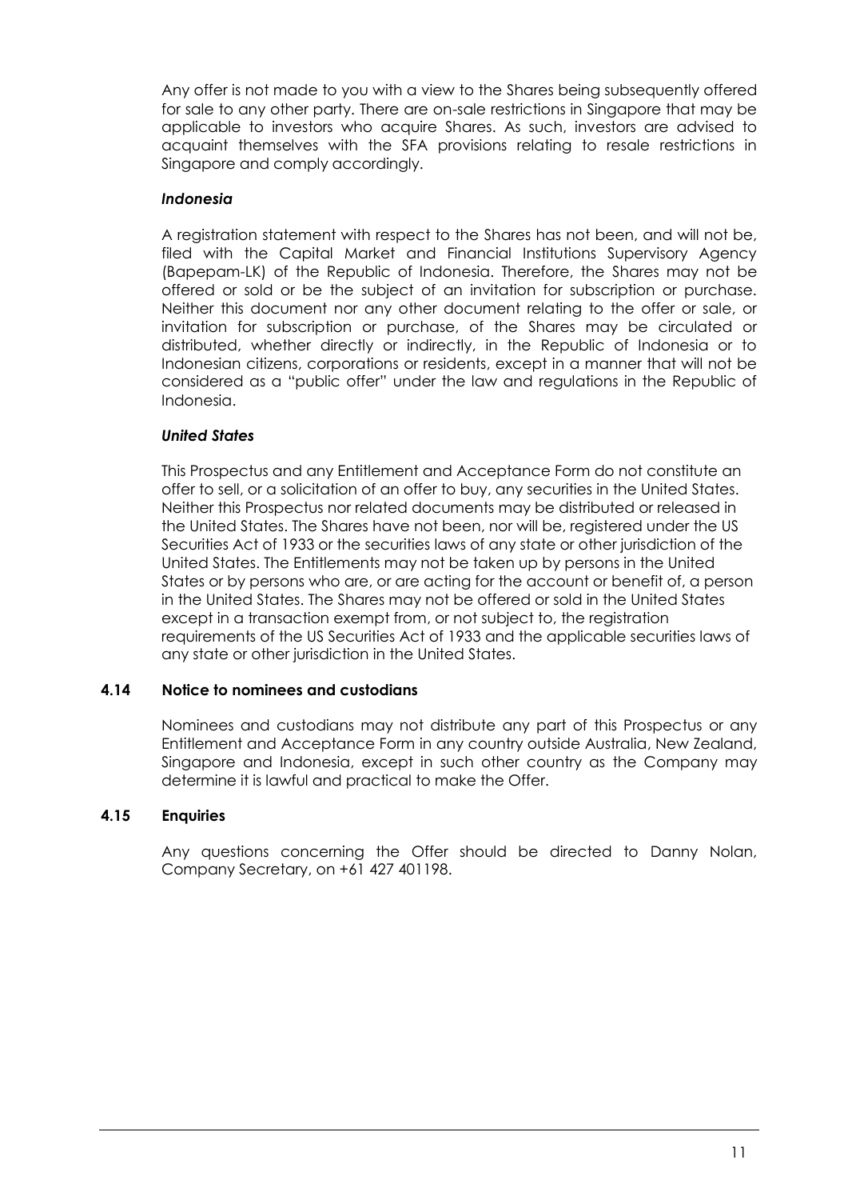Any offer is not made to you with a view to the Shares being subsequently offered for sale to any other party. There are on-sale restrictions in Singapore that may be applicable to investors who acquire Shares. As such, investors are advised to acquaint themselves with the SFA provisions relating to resale restrictions in Singapore and comply accordingly.

***Indonesia***

A registration statement with respect to the Shares has not been, and will not be, filed with the Capital Market and Financial Institutions Supervisory Agency (Bapepam-LK) of the Republic of Indonesia. Therefore, the Shares may not be offered or sold or be the subject of an invitation for subscription or purchase. Neither this document nor any other document relating to the offer or sale, or invitation for subscription or purchase, of the Shares may be circulated or distributed, whether directly or indirectly, in the Republic of Indonesia or to Indonesian citizens, corporations or residents, except in a manner that will not be considered as a "public offer" under the law and regulations in the Republic of Indonesia.

***United States***

This Prospectus and any Entitlement and Acceptance Form do not constitute an offer to sell, or a solicitation of an offer to buy, any securities in the United States. Neither this Prospectus nor related documents may be distributed or released in the United States. The Shares have not been, nor will be, registered under the US Securities Act of 1933 or the securities laws of any state or other jurisdiction of the United States. The Entitlements may not be taken up by persons in the United States or by persons who are, or are acting for the account or benefit of, a person in the United States. The Shares may not be offered or sold in the United States except in a transaction exempt from, or not subject to, the registration requirements of the US Securities Act of 1933 and the applicable securities laws of any state or other jurisdiction in the United States.

### 4.14 Notice to nominees and custodians

Nominees and custodians may not distribute any part of this Prospectus or any Entitlement and Acceptance Form in any country outside Australia, New Zealand, Singapore and Indonesia, except in such other country as the Company may determine it is lawful and practical to make the Offer.

### 4.15 Enquiries

Any questions concerning the Offer should be directed to Danny Nolan, Company Secretary, on +61 427 401198.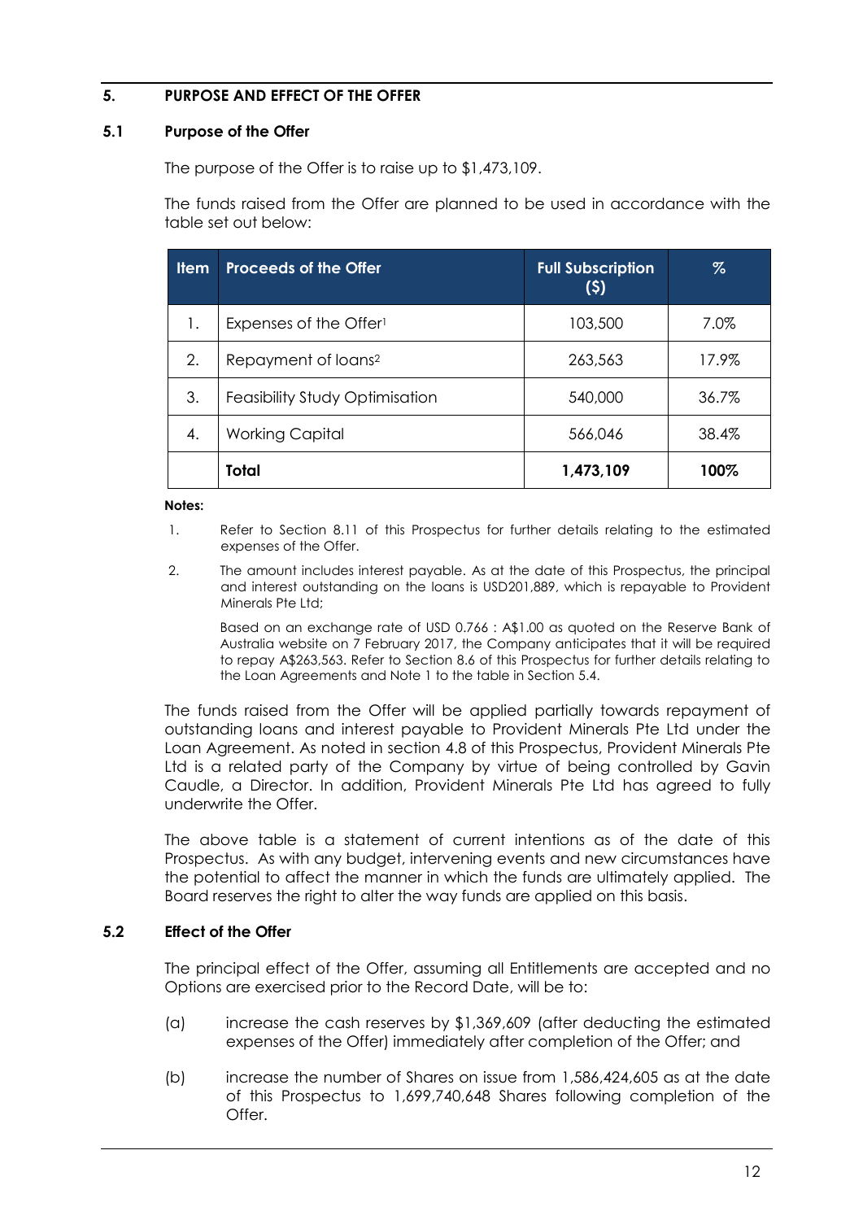## 5. PURPOSE AND EFFECT OF THE OFFER

### 5.1 Purpose of the Offer

The purpose of the Offer is to raise up to $1,473,109.

The funds raised from the Offer are planned to be used in accordance with the table set out below:

| Item | Proceeds of the Offer | Full Subscription ($) | % |
|---|---|---|---|
| 1. | Expenses of the Offer[1] | 103,500 | 7.0% |
| 2. | Repayment of loans[2] | 263,563 | 17.9% |
| 3. | Feasibility Study Optimisation | 540,000 | 36.7% |
| 4. | Working Capital | 566,046 | 38.4% |
| | **Total** | **1,473,109** | **100%** |

**Notes:**

1. Refer to Section 8.11 of this Prospectus for further details relating to the estimated expenses of the Offer.
2. The amount includes interest payable. As at the date of this Prospectus, the principal and interest outstanding on the loans is USD201,889, which is repayable to Provident Minerals Pte Ltd;

   Based on an exchange rate of USD 0.766 : A$1.00 as quoted on the Reserve Bank of Australia website on 7 February 2017, the Company anticipates that it will be required to repay A$263,563. Refer to Section 8.6 of this Prospectus for further details relating to the Loan Agreements and Note 1 to the table in Section 5.4.

The funds raised from the Offer will be applied partially towards repayment of outstanding loans and interest payable to Provident Minerals Pte Ltd under the Loan Agreement. As noted in section 4.8 of this Prospectus, Provident Minerals Pte Ltd is a related party of the Company by virtue of being controlled by Gavin Caudle, a Director. In addition, Provident Minerals Pte Ltd has agreed to fully underwrite the Offer.

The above table is a statement of current intentions as of the date of this Prospectus. As with any budget, intervening events and new circumstances have the potential to affect the manner in which the funds are ultimately applied. The Board reserves the right to alter the way funds are applied on this basis.

### 5.2 Effect of the Offer

The principal effect of the Offer, assuming all Entitlements are accepted and no Options are exercised prior to the Record Date, will be to:

(a) increase the cash reserves by $1,369,609 (after deducting the estimated expenses of the Offer) immediately after completion of the Offer; and

(b) increase the number of Shares on issue from 1,586,424,605 as at the date of this Prospectus to 1,699,740,648 Shares following completion of the Offer.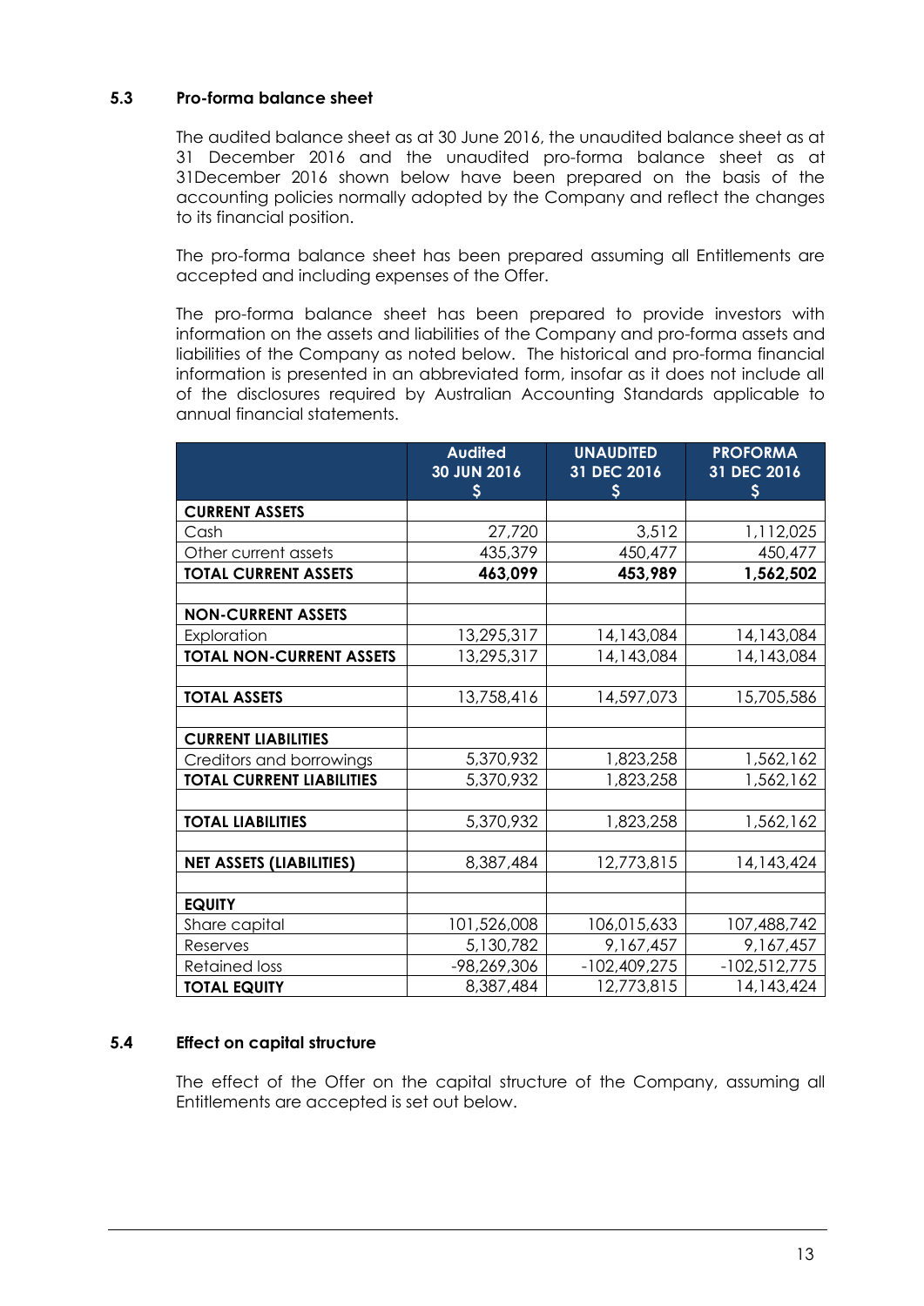### 5.3 Pro-forma balance sheet

The audited balance sheet as at 30 June 2016, the unaudited balance sheet as at 31 December 2016 and the unaudited pro-forma balance sheet as at 31December 2016 shown below have been prepared on the basis of the accounting policies normally adopted by the Company and reflect the changes to its financial position.

The pro-forma balance sheet has been prepared assuming all Entitlements are accepted and including expenses of the Offer.

The pro-forma balance sheet has been prepared to provide investors with information on the assets and liabilities of the Company and pro-forma assets and liabilities of the Company as noted below. The historical and pro-forma financial information is presented in an abbreviated form, insofar as it does not include all of the disclosures required by Australian Accounting Standards applicable to annual financial statements.

| | Audited 30 JUN 2016 $ | UNAUDITED 31 DEC 2016 $ | PROFORMA 31 DEC 2016 $ |
|---|---|---|---|
| **CURRENT ASSETS** | | | |
| Cash | 27,720 | 3,512 | 1,112,025 |
| Other current assets | 435,379 | 450,477 | 450,477 |
| **TOTAL CURRENT ASSETS** | **463,099** | **453,989** | **1,562,502** |
| | | | |
| **NON-CURRENT ASSETS** | | | |
| Exploration | 13,295,317 | 14,143,084 | 14,143,084 |
| **TOTAL NON-CURRENT ASSETS** | 13,295,317 | 14,143,084 | 14,143,084 |
| | | | |
| **TOTAL ASSETS** | 13,758,416 | 14,597,073 | 15,705,586 |
| | | | |
| **CURRENT LIABILITIES** | | | |
| Creditors and borrowings | 5,370,932 | 1,823,258 | 1,562,162 |
| **TOTAL CURRENT LIABILITIES** | 5,370,932 | 1,823,258 | 1,562,162 |
| | | | |
| **TOTAL LIABILITIES** | 5,370,932 | 1,823,258 | 1,562,162 |
| | | | |
| **NET ASSETS (LIABILITIES)** | 8,387,484 | 12,773,815 | 14,143,424 |
| | | | |
| **EQUITY** | | | |
| Share capital | 101,526,008 | 106,015,633 | 107,488,742 |
| Reserves | 5,130,782 | 9,167,457 | 9,167,457 |
| Retained loss | -98,269,306 | -102,409,275 | -102,512,775 |
| **TOTAL EQUITY** | 8,387,484 | 12,773,815 | 14,143,424 |

### 5.4 Effect on capital structure

The effect of the Offer on the capital structure of the Company, assuming all Entitlements are accepted is set out below.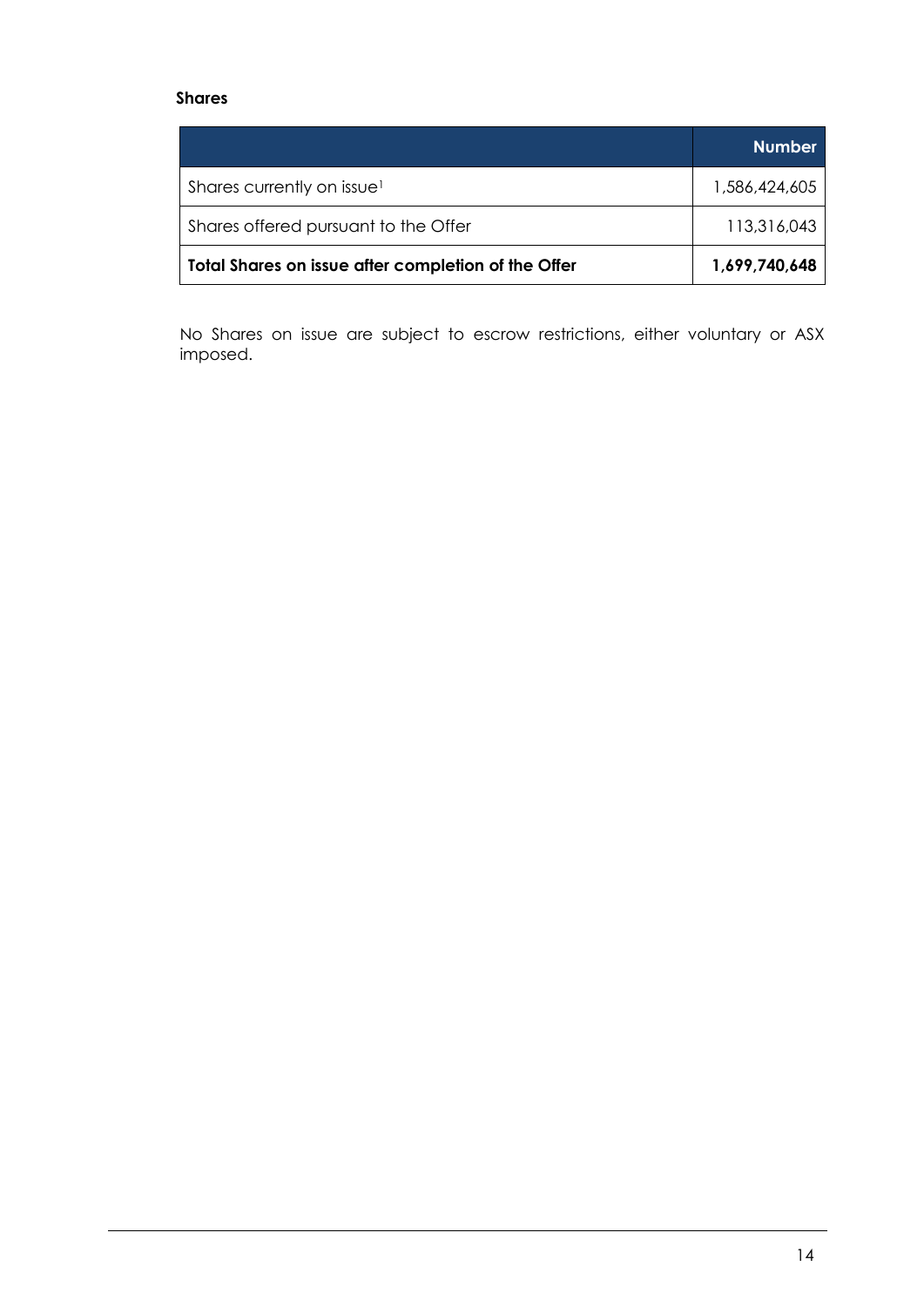**Shares**

| | Number |
|---|---|
| Shares currently on issue[1] | 1,586,424,605 |
| Shares offered pursuant to the Offer | 113,316,043 |
| **Total Shares on issue after completion of the Offer** | **1,699,740,648** |

No Shares on issue are subject to escrow restrictions, either voluntary or ASX imposed.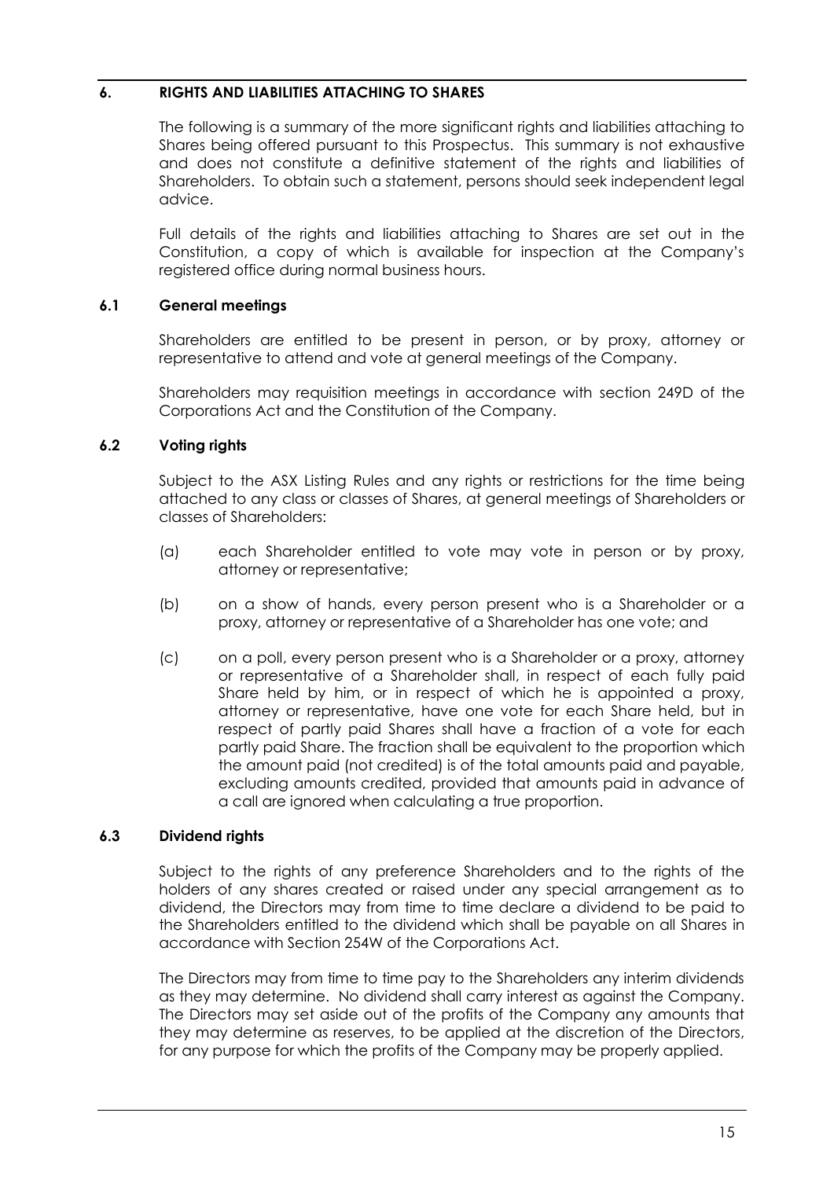## 6. RIGHTS AND LIABILITIES ATTACHING TO SHARES

The following is a summary of the more significant rights and liabilities attaching to Shares being offered pursuant to this Prospectus. This summary is not exhaustive and does not constitute a definitive statement of the rights and liabilities of Shareholders. To obtain such a statement, persons should seek independent legal advice.

Full details of the rights and liabilities attaching to Shares are set out in the Constitution, a copy of which is available for inspection at the Company's registered office during normal business hours.

### 6.1 General meetings

Shareholders are entitled to be present in person, or by proxy, attorney or representative to attend and vote at general meetings of the Company.

Shareholders may requisition meetings in accordance with section 249D of the Corporations Act and the Constitution of the Company.

### 6.2 Voting rights

Subject to the ASX Listing Rules and any rights or restrictions for the time being attached to any class or classes of Shares, at general meetings of Shareholders or classes of Shareholders:

(a) each Shareholder entitled to vote may vote in person or by proxy, attorney or representative;

(b) on a show of hands, every person present who is a Shareholder or a proxy, attorney or representative of a Shareholder has one vote; and

(c) on a poll, every person present who is a Shareholder or a proxy, attorney or representative of a Shareholder shall, in respect of each fully paid Share held by him, or in respect of which he is appointed a proxy, attorney or representative, have one vote for each Share held, but in respect of partly paid Shares shall have a fraction of a vote for each partly paid Share. The fraction shall be equivalent to the proportion which the amount paid (not credited) is of the total amounts paid and payable, excluding amounts credited, provided that amounts paid in advance of a call are ignored when calculating a true proportion.

### 6.3 Dividend rights

Subject to the rights of any preference Shareholders and to the rights of the holders of any shares created or raised under any special arrangement as to dividend, the Directors may from time to time declare a dividend to be paid to the Shareholders entitled to the dividend which shall be payable on all Shares in accordance with Section 254W of the Corporations Act.

The Directors may from time to time pay to the Shareholders any interim dividends as they may determine. No dividend shall carry interest as against the Company. The Directors may set aside out of the profits of the Company any amounts that they may determine as reserves, to be applied at the discretion of the Directors, for any purpose for which the profits of the Company may be properly applied.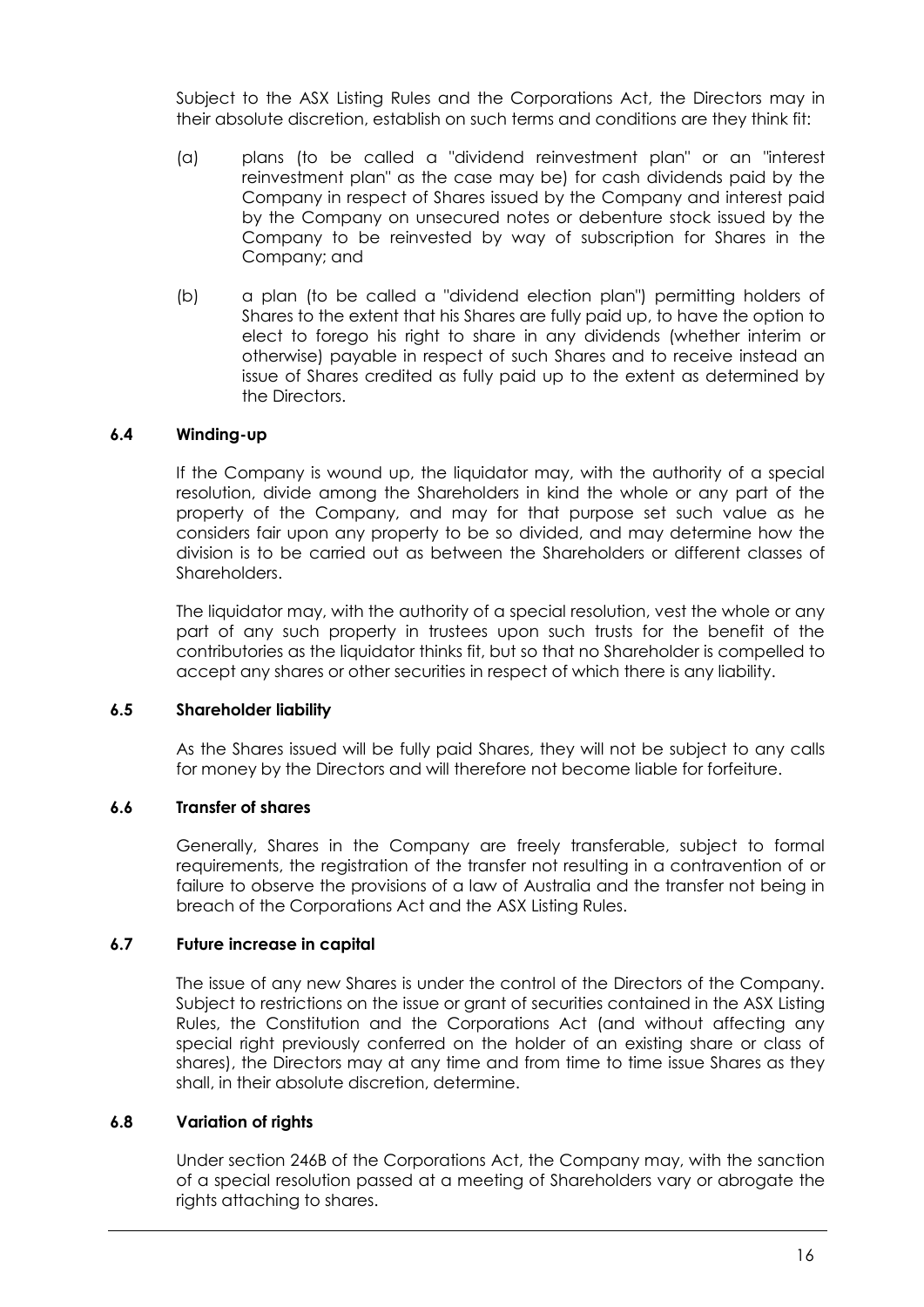Subject to the ASX Listing Rules and the Corporations Act, the Directors may in their absolute discretion, establish on such terms and conditions are they think fit:

(a) plans (to be called a "dividend reinvestment plan" or an "interest reinvestment plan" as the case may be) for cash dividends paid by the Company in respect of Shares issued by the Company and interest paid by the Company on unsecured notes or debenture stock issued by the Company to be reinvested by way of subscription for Shares in the Company; and

(b) a plan (to be called a "dividend election plan") permitting holders of Shares to the extent that his Shares are fully paid up, to have the option to elect to forego his right to share in any dividends (whether interim or otherwise) payable in respect of such Shares and to receive instead an issue of Shares credited as fully paid up to the extent as determined by the Directors.

### 6.4 Winding-up

If the Company is wound up, the liquidator may, with the authority of a special resolution, divide among the Shareholders in kind the whole or any part of the property of the Company, and may for that purpose set such value as he considers fair upon any property to be so divided, and may determine how the division is to be carried out as between the Shareholders or different classes of Shareholders.

The liquidator may, with the authority of a special resolution, vest the whole or any part of any such property in trustees upon such trusts for the benefit of the contributories as the liquidator thinks fit, but so that no Shareholder is compelled to accept any shares or other securities in respect of which there is any liability.

### 6.5 Shareholder liability

As the Shares issued will be fully paid Shares, they will not be subject to any calls for money by the Directors and will therefore not become liable for forfeiture.

### 6.6 Transfer of shares

Generally, Shares in the Company are freely transferable, subject to formal requirements, the registration of the transfer not resulting in a contravention of or failure to observe the provisions of a law of Australia and the transfer not being in breach of the Corporations Act and the ASX Listing Rules.

### 6.7 Future increase in capital

The issue of any new Shares is under the control of the Directors of the Company. Subject to restrictions on the issue or grant of securities contained in the ASX Listing Rules, the Constitution and the Corporations Act (and without affecting any special right previously conferred on the holder of an existing share or class of shares), the Directors may at any time and from time to time issue Shares as they shall, in their absolute discretion, determine.

### 6.8 Variation of rights

Under section 246B of the Corporations Act, the Company may, with the sanction of a special resolution passed at a meeting of Shareholders vary or abrogate the rights attaching to shares.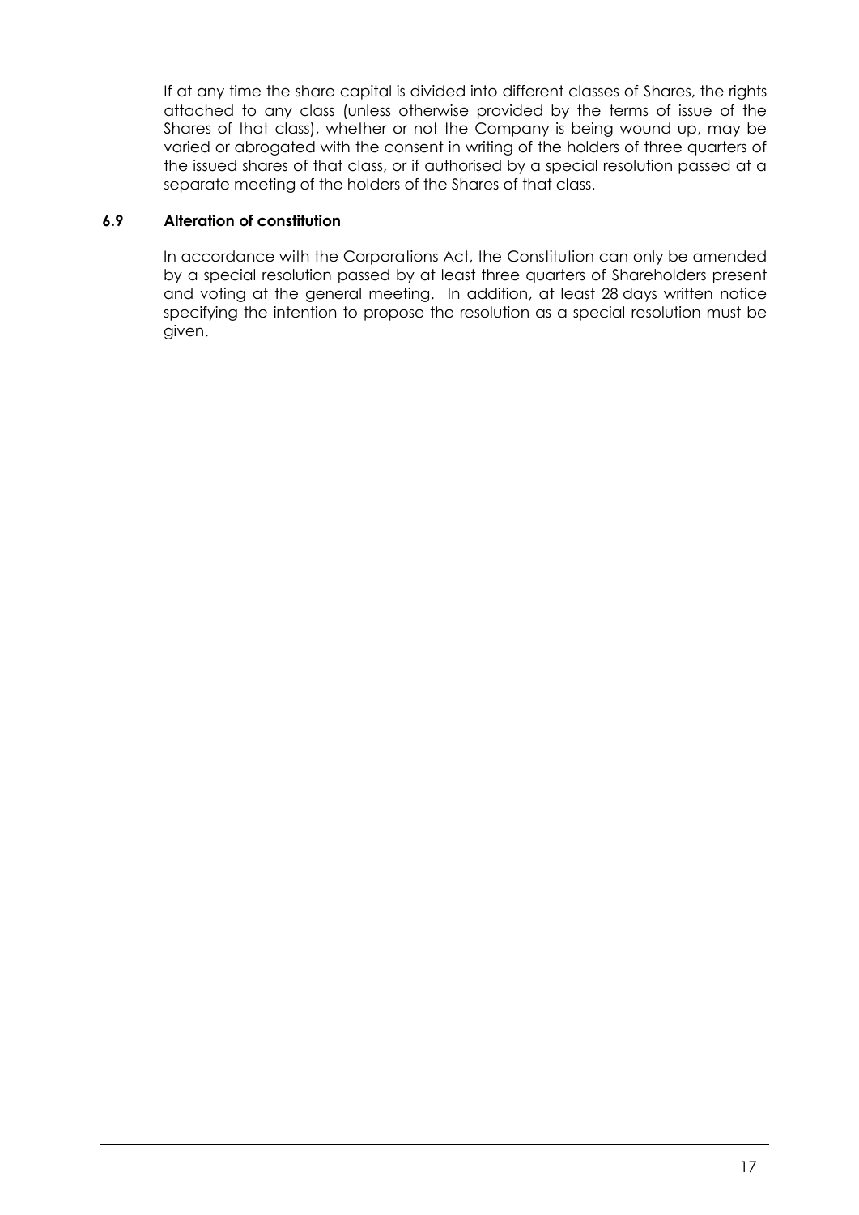If at any time the share capital is divided into different classes of Shares, the rights attached to any class (unless otherwise provided by the terms of issue of the Shares of that class), whether or not the Company is being wound up, may be varied or abrogated with the consent in writing of the holders of three quarters of the issued shares of that class, or if authorised by a special resolution passed at a separate meeting of the holders of the Shares of that class.

### 6.9 Alteration of constitution

In accordance with the Corporations Act, the Constitution can only be amended by a special resolution passed by at least three quarters of Shareholders present and voting at the general meeting. In addition, at least 28 days written notice specifying the intention to propose the resolution as a special resolution must be given.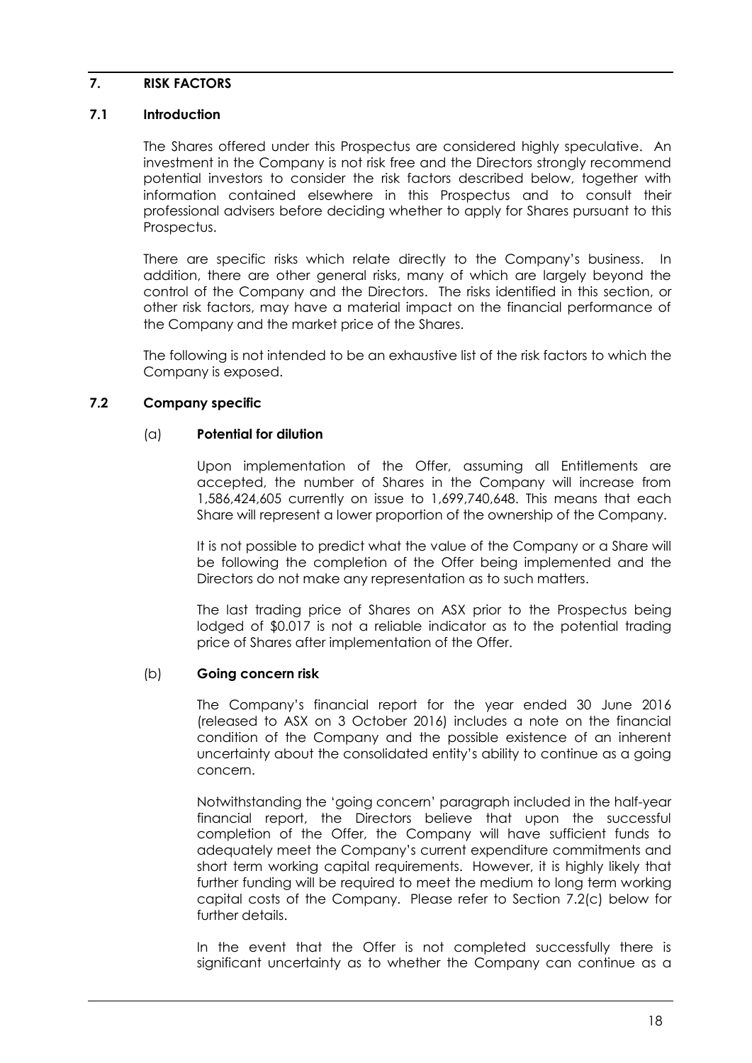## 7. RISK FACTORS

### 7.1 Introduction

The Shares offered under this Prospectus are considered highly speculative. An investment in the Company is not risk free and the Directors strongly recommend potential investors to consider the risk factors described below, together with information contained elsewhere in this Prospectus and to consult their professional advisers before deciding whether to apply for Shares pursuant to this Prospectus.

There are specific risks which relate directly to the Company's business. In addition, there are other general risks, many of which are largely beyond the control of the Company and the Directors. The risks identified in this section, or other risk factors, may have a material impact on the financial performance of the Company and the market price of the Shares.

The following is not intended to be an exhaustive list of the risk factors to which the Company is exposed.

### 7.2 Company specific

(a) **Potential for dilution**

Upon implementation of the Offer, assuming all Entitlements are accepted, the number of Shares in the Company will increase from 1,586,424,605 currently on issue to 1,699,740,648. This means that each Share will represent a lower proportion of the ownership of the Company.

It is not possible to predict what the value of the Company or a Share will be following the completion of the Offer being implemented and the Directors do not make any representation as to such matters.

The last trading price of Shares on ASX prior to the Prospectus being lodged of $0.017 is not a reliable indicator as to the potential trading price of Shares after implementation of the Offer.

(b) **Going concern risk**

The Company's financial report for the year ended 30 June 2016 (released to ASX on 3 October 2016) includes a note on the financial condition of the Company and the possible existence of an inherent uncertainty about the consolidated entity's ability to continue as a going concern.

Notwithstanding the 'going concern' paragraph included in the half-year financial report, the Directors believe that upon the successful completion of the Offer, the Company will have sufficient funds to adequately meet the Company's current expenditure commitments and short term working capital requirements. However, it is highly likely that further funding will be required to meet the medium to long term working capital costs of the Company. Please refer to Section 7.2(c) below for further details.

In the event that the Offer is not completed successfully there is significant uncertainty as to whether the Company can continue as a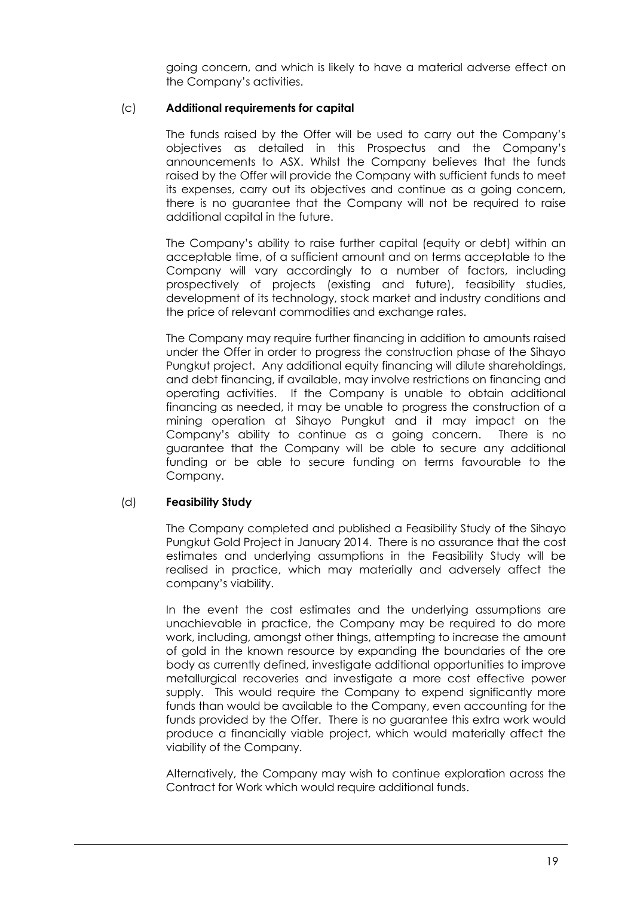going concern, and which is likely to have a material adverse effect on the Company's activities.

(c) **Additional requirements for capital**

The funds raised by the Offer will be used to carry out the Company's objectives as detailed in this Prospectus and the Company's announcements to ASX. Whilst the Company believes that the funds raised by the Offer will provide the Company with sufficient funds to meet its expenses, carry out its objectives and continue as a going concern, there is no guarantee that the Company will not be required to raise additional capital in the future.

The Company's ability to raise further capital (equity or debt) within an acceptable time, of a sufficient amount and on terms acceptable to the Company will vary accordingly to a number of factors, including prospectively of projects (existing and future), feasibility studies, development of its technology, stock market and industry conditions and the price of relevant commodities and exchange rates.

The Company may require further financing in addition to amounts raised under the Offer in order to progress the construction phase of the Sihayo Pungkut project. Any additional equity financing will dilute shareholdings, and debt financing, if available, may involve restrictions on financing and operating activities. If the Company is unable to obtain additional financing as needed, it may be unable to progress the construction of a mining operation at Sihayo Pungkut and it may impact on the Company's ability to continue as a going concern. There is no guarantee that the Company will be able to secure any additional funding or be able to secure funding on terms favourable to the Company.

(d) **Feasibility Study**

The Company completed and published a Feasibility Study of the Sihayo Pungkut Gold Project in January 2014. There is no assurance that the cost estimates and underlying assumptions in the Feasibility Study will be realised in practice, which may materially and adversely affect the company's viability.

In the event the cost estimates and the underlying assumptions are unachievable in practice, the Company may be required to do more work, including, amongst other things, attempting to increase the amount of gold in the known resource by expanding the boundaries of the ore body as currently defined, investigate additional opportunities to improve metallurgical recoveries and investigate a more cost effective power supply. This would require the Company to expend significantly more funds than would be available to the Company, even accounting for the funds provided by the Offer. There is no guarantee this extra work would produce a financially viable project, which would materially affect the viability of the Company.

Alternatively, the Company may wish to continue exploration across the Contract for Work which would require additional funds.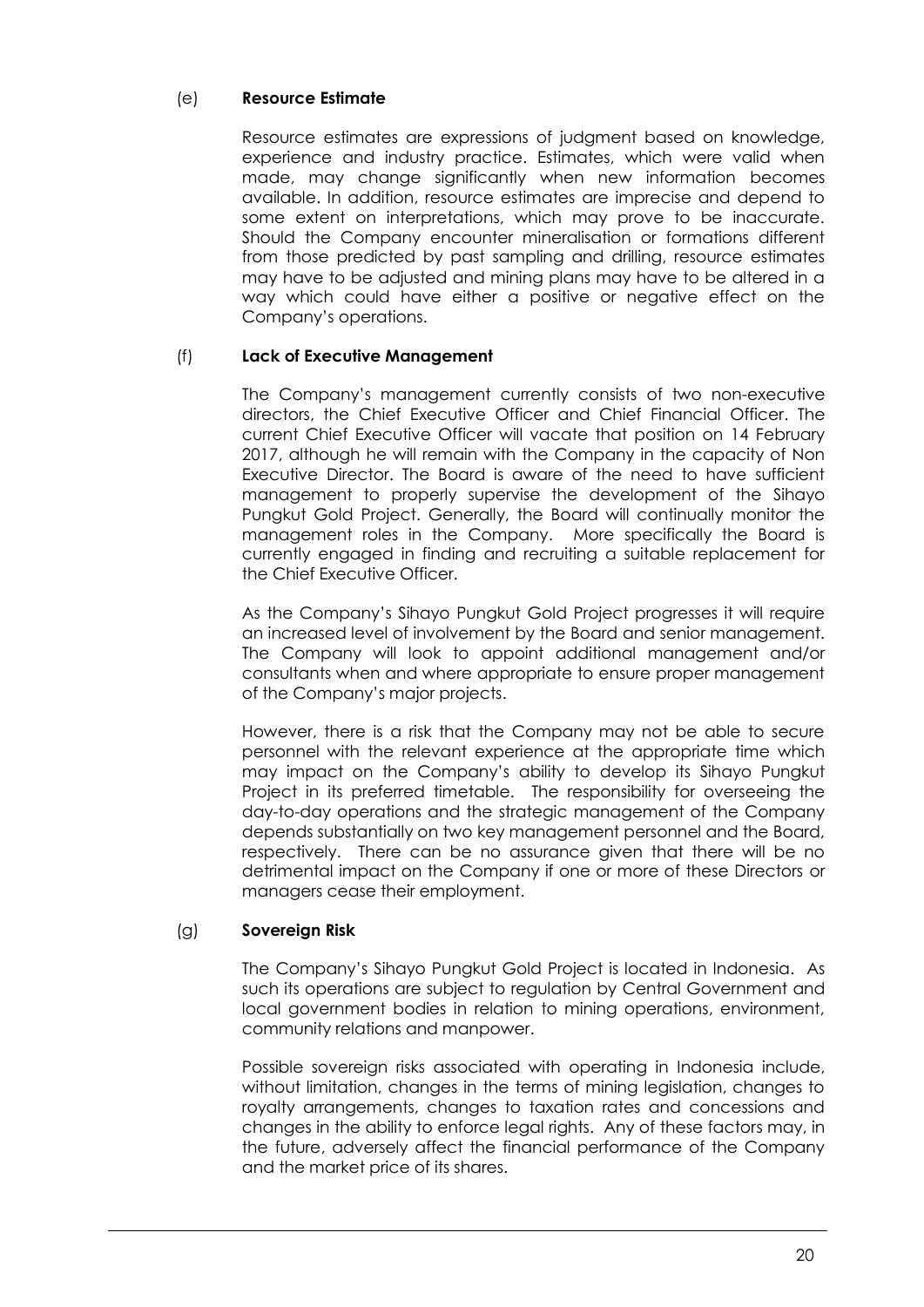### (e) **Resource Estimate**

Resource estimates are expressions of judgment based on knowledge, experience and industry practice. Estimates, which were valid when made, may change significantly when new information becomes available. In addition, resource estimates are imprecise and depend to some extent on interpretations, which may prove to be inaccurate. Should the Company encounter mineralisation or formations different from those predicted by past sampling and drilling, resource estimates may have to be adjusted and mining plans may have to be altered in a way which could have either a positive or negative effect on the Company's operations.

### (f) **Lack of Executive Management**

The Company's management currently consists of two non-executive directors, the Chief Executive Officer and Chief Financial Officer. The current Chief Executive Officer will vacate that position on 14 February 2017, although he will remain with the Company in the capacity of Non Executive Director. The Board is aware of the need to have sufficient management to properly supervise the development of the Sihayo Pungkut Gold Project. Generally, the Board will continually monitor the management roles in the Company. More specifically the Board is currently engaged in finding and recruiting a suitable replacement for the Chief Executive Officer.

As the Company's Sihayo Pungkut Gold Project progresses it will require an increased level of involvement by the Board and senior management. The Company will look to appoint additional management and/or consultants when and where appropriate to ensure proper management of the Company's major projects.

However, there is a risk that the Company may not be able to secure personnel with the relevant experience at the appropriate time which may impact on the Company's ability to develop its Sihayo Pungkut Project in its preferred timetable. The responsibility for overseeing the day-to-day operations and the strategic management of the Company depends substantially on two key management personnel and the Board, respectively. There can be no assurance given that there will be no detrimental impact on the Company if one or more of these Directors or managers cease their employment.

### (g) **Sovereign Risk**

The Company's Sihayo Pungkut Gold Project is located in Indonesia. As such its operations are subject to regulation by Central Government and local government bodies in relation to mining operations, environment, community relations and manpower.

Possible sovereign risks associated with operating in Indonesia include, without limitation, changes in the terms of mining legislation, changes to royalty arrangements, changes to taxation rates and concessions and changes in the ability to enforce legal rights. Any of these factors may, in the future, adversely affect the financial performance of the Company and the market price of its shares.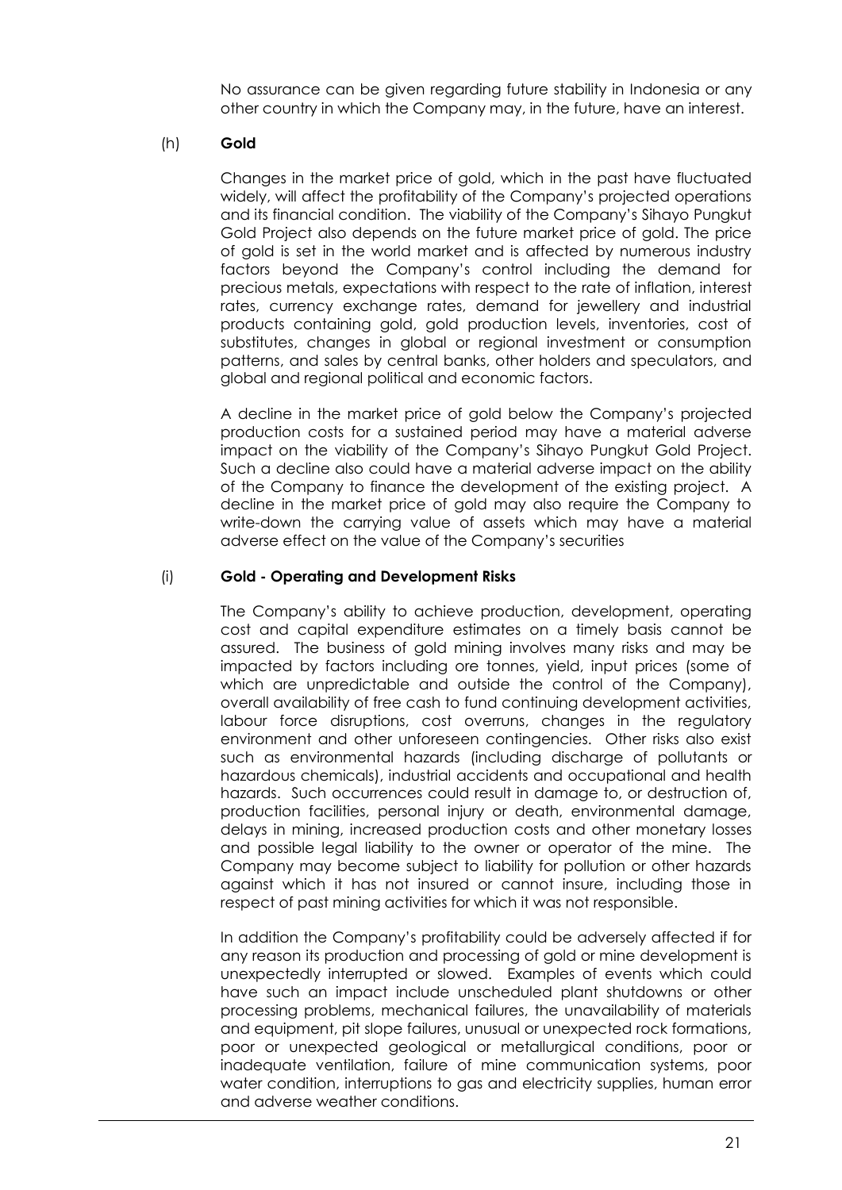No assurance can be given regarding future stability in Indonesia or any other country in which the Company may, in the future, have an interest.

(h) **Gold**

Changes in the market price of gold, which in the past have fluctuated widely, will affect the profitability of the Company's projected operations and its financial condition. The viability of the Company's Sihayo Pungkut Gold Project also depends on the future market price of gold. The price of gold is set in the world market and is affected by numerous industry factors beyond the Company's control including the demand for precious metals, expectations with respect to the rate of inflation, interest rates, currency exchange rates, demand for jewellery and industrial products containing gold, gold production levels, inventories, cost of substitutes, changes in global or regional investment or consumption patterns, and sales by central banks, other holders and speculators, and global and regional political and economic factors.

A decline in the market price of gold below the Company's projected production costs for a sustained period may have a material adverse impact on the viability of the Company's Sihayo Pungkut Gold Project. Such a decline also could have a material adverse impact on the ability of the Company to finance the development of the existing project. A decline in the market price of gold may also require the Company to write-down the carrying value of assets which may have a material adverse effect on the value of the Company's securities

(i) **Gold - Operating and Development Risks**

The Company's ability to achieve production, development, operating cost and capital expenditure estimates on a timely basis cannot be assured. The business of gold mining involves many risks and may be impacted by factors including ore tonnes, yield, input prices (some of which are unpredictable and outside the control of the Company), overall availability of free cash to fund continuing development activities, labour force disruptions, cost overruns, changes in the regulatory environment and other unforeseen contingencies. Other risks also exist such as environmental hazards (including discharge of pollutants or hazardous chemicals), industrial accidents and occupational and health hazards. Such occurrences could result in damage to, or destruction of, production facilities, personal injury or death, environmental damage, delays in mining, increased production costs and other monetary losses and possible legal liability to the owner or operator of the mine. The Company may become subject to liability for pollution or other hazards against which it has not insured or cannot insure, including those in respect of past mining activities for which it was not responsible.

In addition the Company's profitability could be adversely affected if for any reason its production and processing of gold or mine development is unexpectedly interrupted or slowed. Examples of events which could have such an impact include unscheduled plant shutdowns or other processing problems, mechanical failures, the unavailability of materials and equipment, pit slope failures, unusual or unexpected rock formations, poor or unexpected geological or metallurgical conditions, poor or inadequate ventilation, failure of mine communication systems, poor water condition, interruptions to gas and electricity supplies, human error and adverse weather conditions.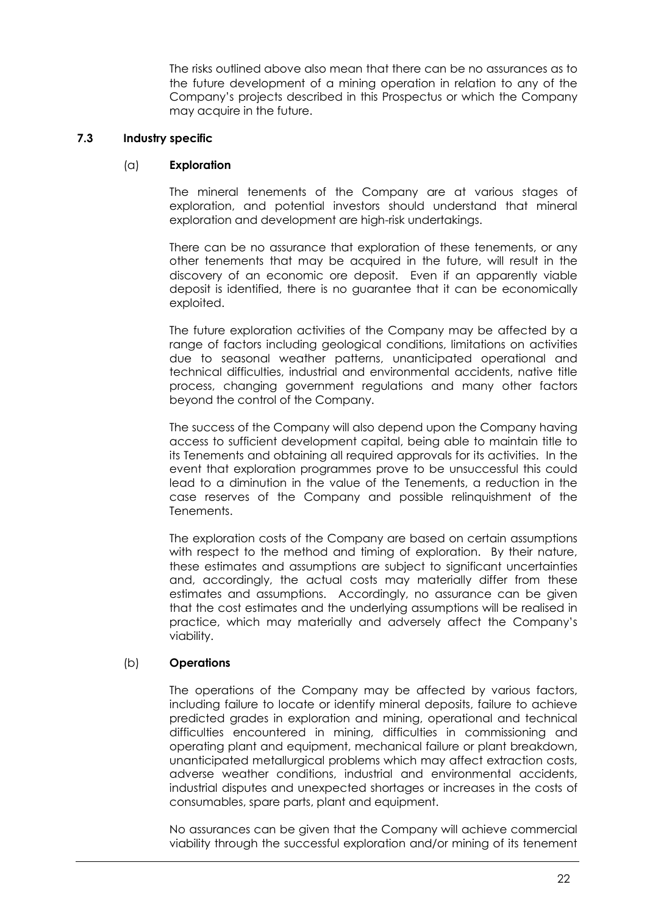The risks outlined above also mean that there can be no assurances as to the future development of a mining operation in relation to any of the Company's projects described in this Prospectus or which the Company may acquire in the future.

### 7.3 Industry specific

#### (a) Exploration

The mineral tenements of the Company are at various stages of exploration, and potential investors should understand that mineral exploration and development are high-risk undertakings.

There can be no assurance that exploration of these tenements, or any other tenements that may be acquired in the future, will result in the discovery of an economic ore deposit. Even if an apparently viable deposit is identified, there is no guarantee that it can be economically exploited.

The future exploration activities of the Company may be affected by a range of factors including geological conditions, limitations on activities due to seasonal weather patterns, unanticipated operational and technical difficulties, industrial and environmental accidents, native title process, changing government regulations and many other factors beyond the control of the Company.

The success of the Company will also depend upon the Company having access to sufficient development capital, being able to maintain title to its Tenements and obtaining all required approvals for its activities. In the event that exploration programmes prove to be unsuccessful this could lead to a diminution in the value of the Tenements, a reduction in the case reserves of the Company and possible relinquishment of the Tenements.

The exploration costs of the Company are based on certain assumptions with respect to the method and timing of exploration. By their nature, these estimates and assumptions are subject to significant uncertainties and, accordingly, the actual costs may materially differ from these estimates and assumptions. Accordingly, no assurance can be given that the cost estimates and the underlying assumptions will be realised in practice, which may materially and adversely affect the Company's viability.

#### (b) Operations

The operations of the Company may be affected by various factors, including failure to locate or identify mineral deposits, failure to achieve predicted grades in exploration and mining, operational and technical difficulties encountered in mining, difficulties in commissioning and operating plant and equipment, mechanical failure or plant breakdown, unanticipated metallurgical problems which may affect extraction costs, adverse weather conditions, industrial and environmental accidents, industrial disputes and unexpected shortages or increases in the costs of consumables, spare parts, plant and equipment.

No assurances can be given that the Company will achieve commercial viability through the successful exploration and/or mining of its tenement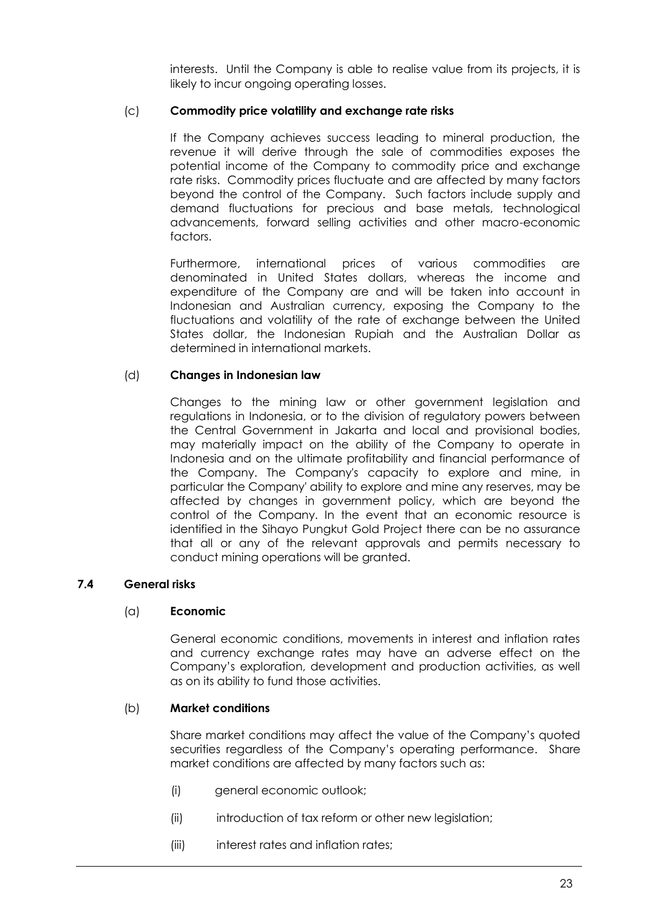interests. Until the Company is able to realise value from its projects, it is likely to incur ongoing operating losses.

(c) **Commodity price volatility and exchange rate risks**

If the Company achieves success leading to mineral production, the revenue it will derive through the sale of commodities exposes the potential income of the Company to commodity price and exchange rate risks. Commodity prices fluctuate and are affected by many factors beyond the control of the Company. Such factors include supply and demand fluctuations for precious and base metals, technological advancements, forward selling activities and other macro-economic factors.

Furthermore, international prices of various commodities are denominated in United States dollars, whereas the income and expenditure of the Company are and will be taken into account in Indonesian and Australian currency, exposing the Company to the fluctuations and volatility of the rate of exchange between the United States dollar, the Indonesian Rupiah and the Australian Dollar as determined in international markets.

(d) **Changes in Indonesian law**

Changes to the mining law or other government legislation and regulations in Indonesia, or to the division of regulatory powers between the Central Government in Jakarta and local and provisional bodies, may materially impact on the ability of the Company to operate in Indonesia and on the ultimate profitability and financial performance of the Company. The Company's capacity to explore and mine, in particular the Company' ability to explore and mine any reserves, may be affected by changes in government policy, which are beyond the control of the Company. In the event that an economic resource is identified in the Sihayo Pungkut Gold Project there can be no assurance that all or any of the relevant approvals and permits necessary to conduct mining operations will be granted.

### 7.4 General risks

(a) **Economic**

General economic conditions, movements in interest and inflation rates and currency exchange rates may have an adverse effect on the Company's exploration, development and production activities, as well as on its ability to fund those activities.

(b) **Market conditions**

Share market conditions may affect the value of the Company's quoted securities regardless of the Company's operating performance. Share market conditions are affected by many factors such as:

(i) general economic outlook;

(ii) introduction of tax reform or other new legislation;

(iii) interest rates and inflation rates;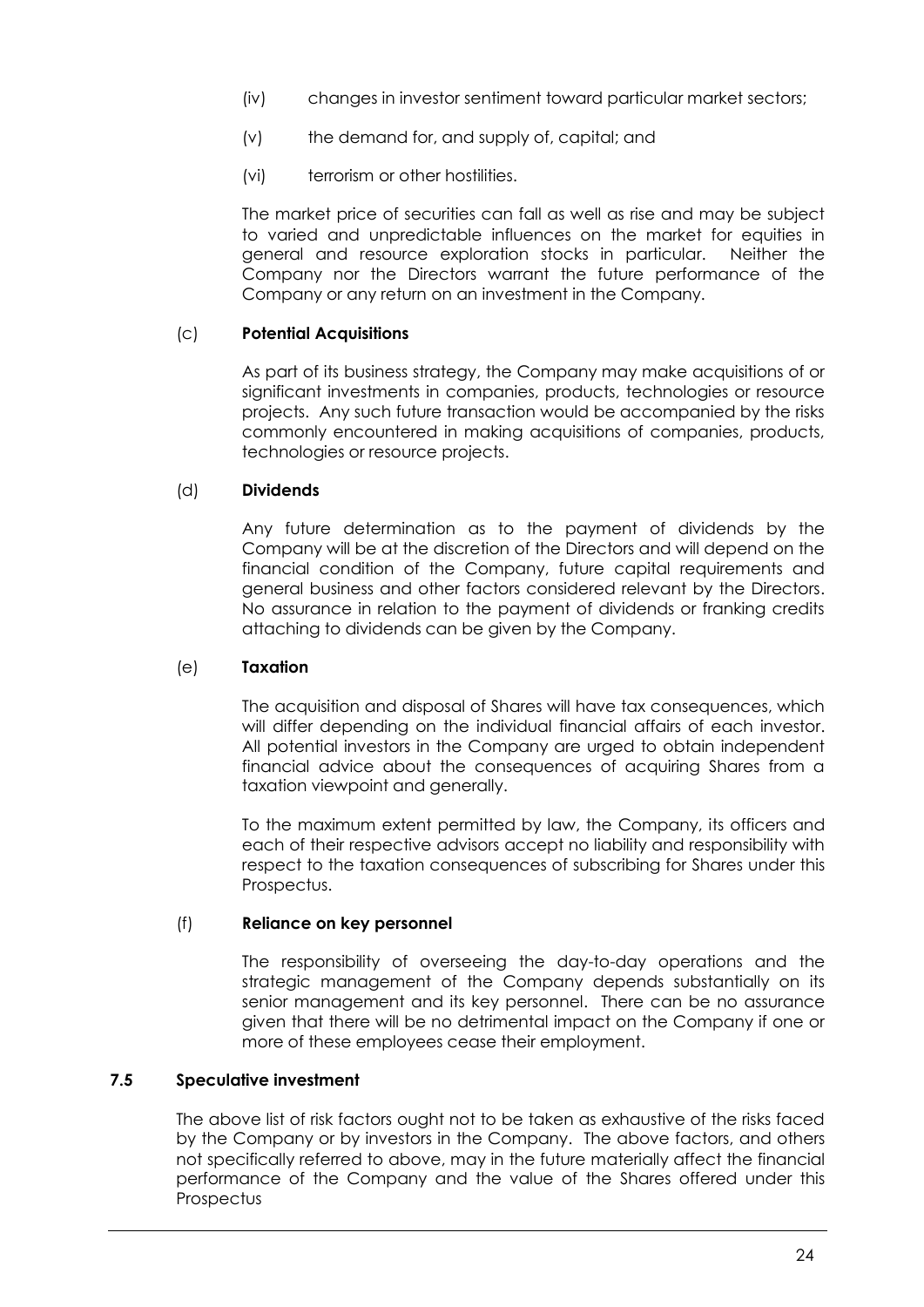(iv) changes in investor sentiment toward particular market sectors;

(v) the demand for, and supply of, capital; and

(vi) terrorism or other hostilities.

The market price of securities can fall as well as rise and may be subject to varied and unpredictable influences on the market for equities in general and resource exploration stocks in particular. Neither the Company nor the Directors warrant the future performance of the Company or any return on an investment in the Company.

(c) **Potential Acquisitions**

As part of its business strategy, the Company may make acquisitions of or significant investments in companies, products, technologies or resource projects. Any such future transaction would be accompanied by the risks commonly encountered in making acquisitions of companies, products, technologies or resource projects.

(d) **Dividends**

Any future determination as to the payment of dividends by the Company will be at the discretion of the Directors and will depend on the financial condition of the Company, future capital requirements and general business and other factors considered relevant by the Directors. No assurance in relation to the payment of dividends or franking credits attaching to dividends can be given by the Company.

(e) **Taxation**

The acquisition and disposal of Shares will have tax consequences, which will differ depending on the individual financial affairs of each investor. All potential investors in the Company are urged to obtain independent financial advice about the consequences of acquiring Shares from a taxation viewpoint and generally.

To the maximum extent permitted by law, the Company, its officers and each of their respective advisors accept no liability and responsibility with respect to the taxation consequences of subscribing for Shares under this Prospectus.

(f) **Reliance on key personnel**

The responsibility of overseeing the day-to-day operations and the strategic management of the Company depends substantially on its senior management and its key personnel. There can be no assurance given that there will be no detrimental impact on the Company if one or more of these employees cease their employment.

### 7.5 Speculative investment

The above list of risk factors ought not to be taken as exhaustive of the risks faced by the Company or by investors in the Company. The above factors, and others not specifically referred to above, may in the future materially affect the financial performance of the Company and the value of the Shares offered under this Prospectus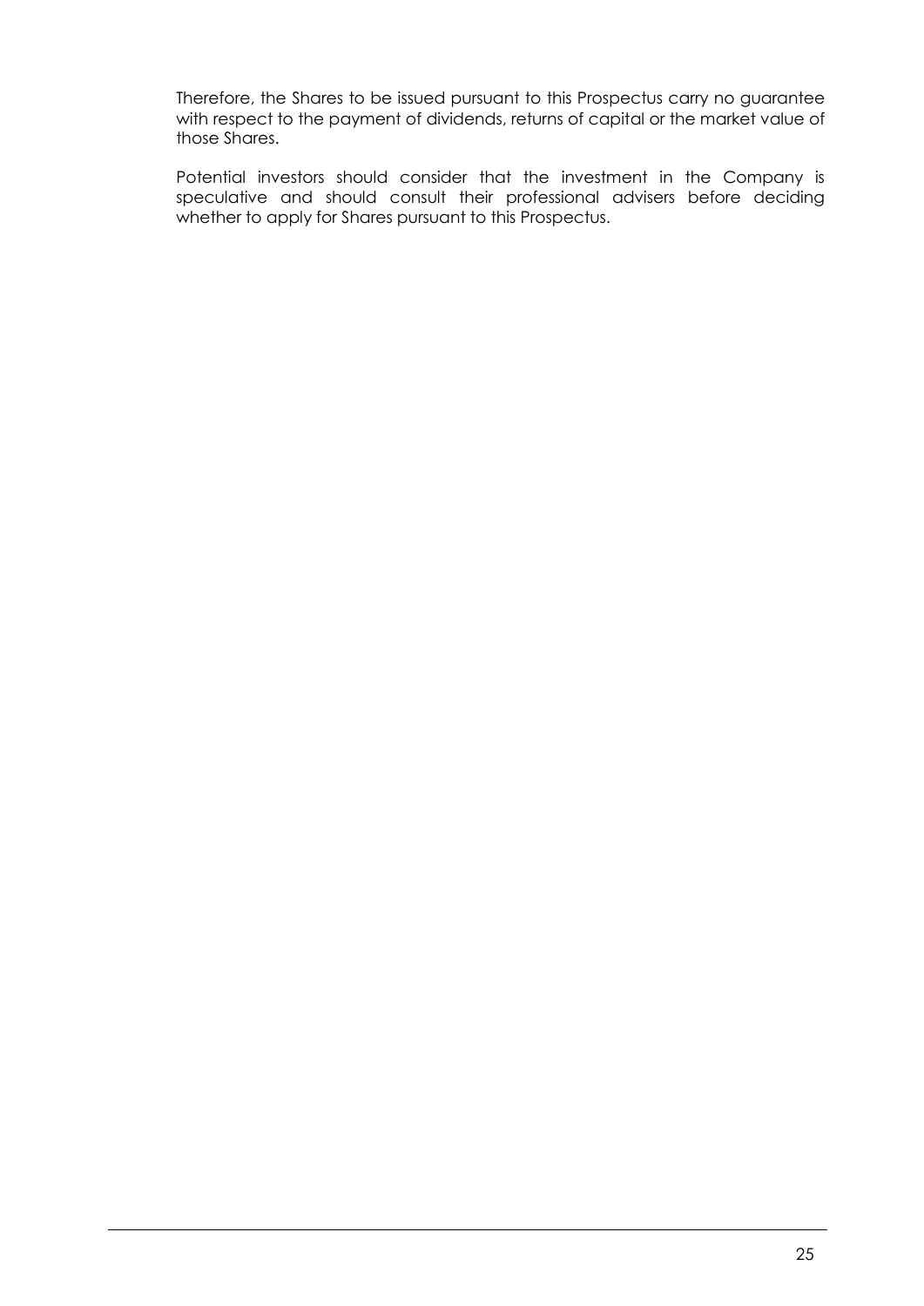Therefore, the Shares to be issued pursuant to this Prospectus carry no guarantee with respect to the payment of dividends, returns of capital or the market value of those Shares.

Potential investors should consider that the investment in the Company is speculative and should consult their professional advisers before deciding whether to apply for Shares pursuant to this Prospectus.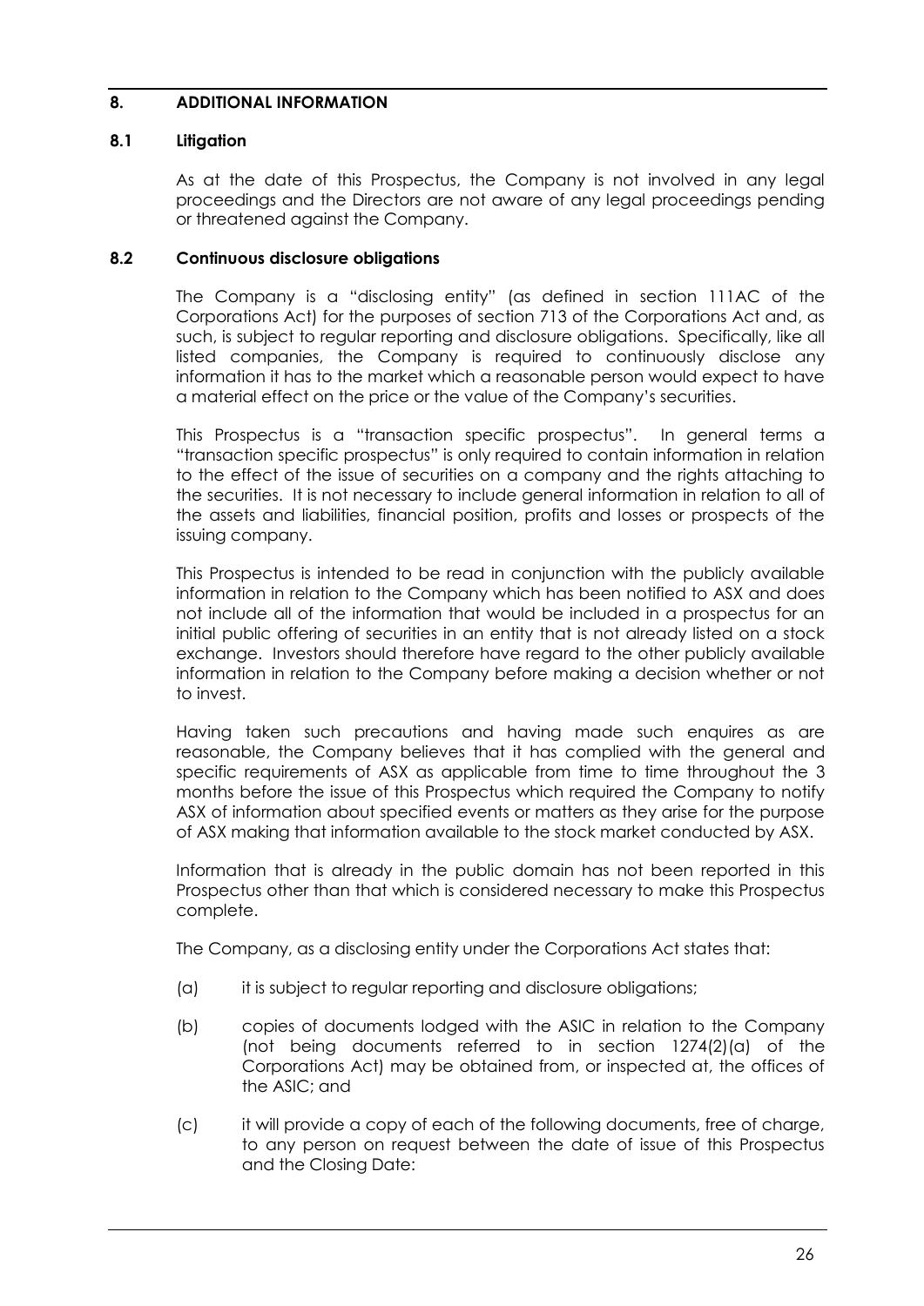## 8. ADDITIONAL INFORMATION

### 8.1 Litigation

As at the date of this Prospectus, the Company is not involved in any legal proceedings and the Directors are not aware of any legal proceedings pending or threatened against the Company.

### 8.2 Continuous disclosure obligations

The Company is a "disclosing entity" (as defined in section 111AC of the Corporations Act) for the purposes of section 713 of the Corporations Act and, as such, is subject to regular reporting and disclosure obligations. Specifically, like all listed companies, the Company is required to continuously disclose any information it has to the market which a reasonable person would expect to have a material effect on the price or the value of the Company's securities.

This Prospectus is a "transaction specific prospectus". In general terms a "transaction specific prospectus" is only required to contain information in relation to the effect of the issue of securities on a company and the rights attaching to the securities. It is not necessary to include general information in relation to all of the assets and liabilities, financial position, profits and losses or prospects of the issuing company.

This Prospectus is intended to be read in conjunction with the publicly available information in relation to the Company which has been notified to ASX and does not include all of the information that would be included in a prospectus for an initial public offering of securities in an entity that is not already listed on a stock exchange. Investors should therefore have regard to the other publicly available information in relation to the Company before making a decision whether or not to invest.

Having taken such precautions and having made such enquires as are reasonable, the Company believes that it has complied with the general and specific requirements of ASX as applicable from time to time throughout the 3 months before the issue of this Prospectus which required the Company to notify ASX of information about specified events or matters as they arise for the purpose of ASX making that information available to the stock market conducted by ASX.

Information that is already in the public domain has not been reported in this Prospectus other than that which is considered necessary to make this Prospectus complete.

The Company, as a disclosing entity under the Corporations Act states that:

(a) it is subject to regular reporting and disclosure obligations;

(b) copies of documents lodged with the ASIC in relation to the Company (not being documents referred to in section 1274(2)(a) of the Corporations Act) may be obtained from, or inspected at, the offices of the ASIC; and

(c) it will provide a copy of each of the following documents, free of charge, to any person on request between the date of issue of this Prospectus and the Closing Date: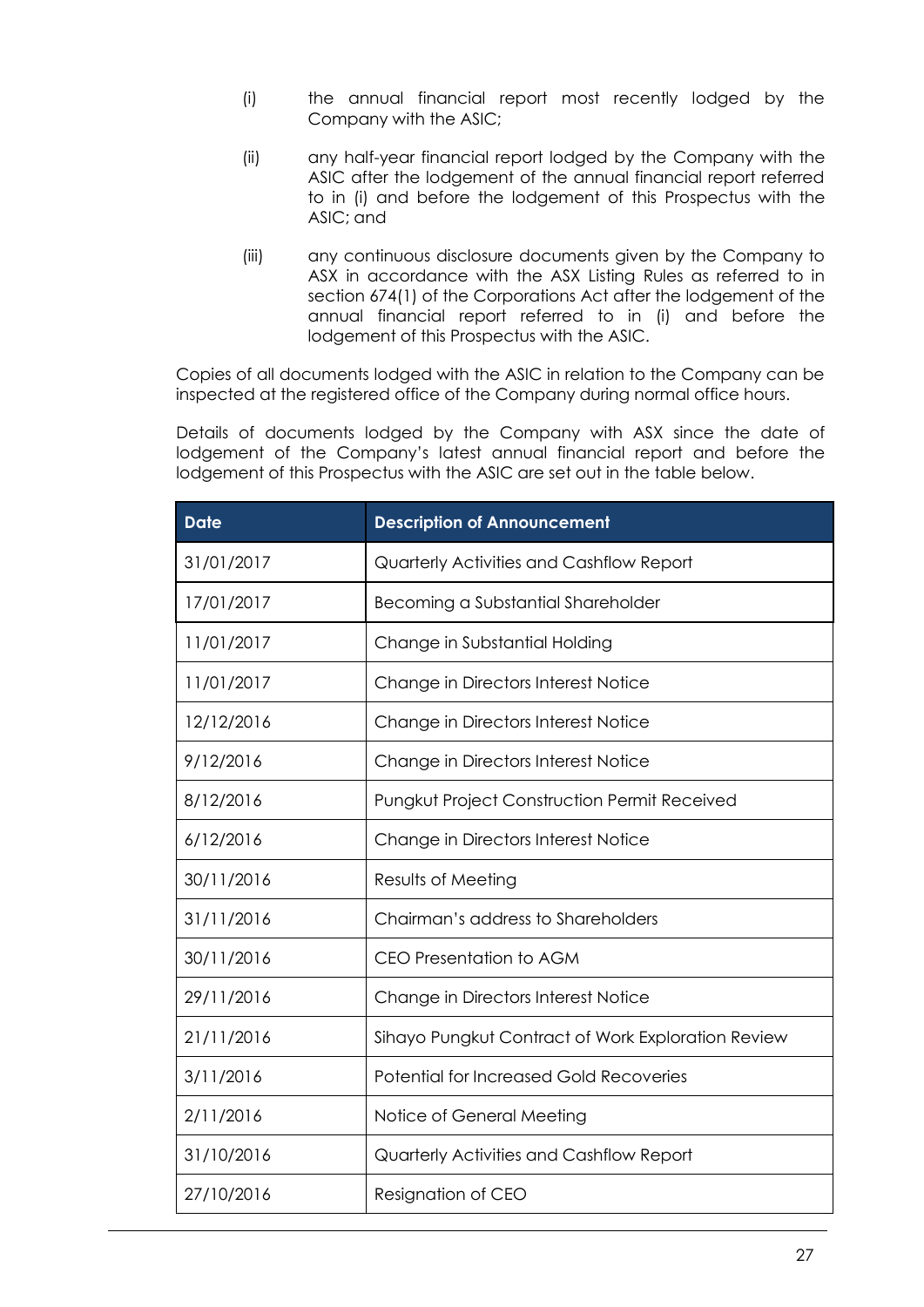(i) the annual financial report most recently lodged by the Company with the ASIC;

(ii) any half-year financial report lodged by the Company with the ASIC after the lodgement of the annual financial report referred to in (i) and before the lodgement of this Prospectus with the ASIC; and

(iii) any continuous disclosure documents given by the Company to ASX in accordance with the ASX Listing Rules as referred to in section 674(1) of the Corporations Act after the lodgement of the annual financial report referred to in (i) and before the lodgement of this Prospectus with the ASIC.

Copies of all documents lodged with the ASIC in relation to the Company can be inspected at the registered office of the Company during normal office hours.

Details of documents lodged by the Company with ASX since the date of lodgement of the Company's latest annual financial report and before the lodgement of this Prospectus with the ASIC are set out in the table below.

| Date | Description of Announcement |
|---|---|
| 31/01/2017 | Quarterly Activities and Cashflow Report |
| 17/01/2017 | Becoming a Substantial Shareholder |
| 11/01/2017 | Change in Substantial Holding |
| 11/01/2017 | Change in Directors Interest Notice |
| 12/12/2016 | Change in Directors Interest Notice |
| 9/12/2016 | Change in Directors Interest Notice |
| 8/12/2016 | Pungkut Project Construction Permit Received |
| 6/12/2016 | Change in Directors Interest Notice |
| 30/11/2016 | Results of Meeting |
| 31/11/2016 | Chairman's address to Shareholders |
| 30/11/2016 | CEO Presentation to AGM |
| 29/11/2016 | Change in Directors Interest Notice |
| 21/11/2016 | Sihayo Pungkut Contract of Work Exploration Review |
| 3/11/2016 | Potential for Increased Gold Recoveries |
| 2/11/2016 | Notice of General Meeting |
| 31/10/2016 | Quarterly Activities and Cashflow Report |
| 27/10/2016 | Resignation of CEO |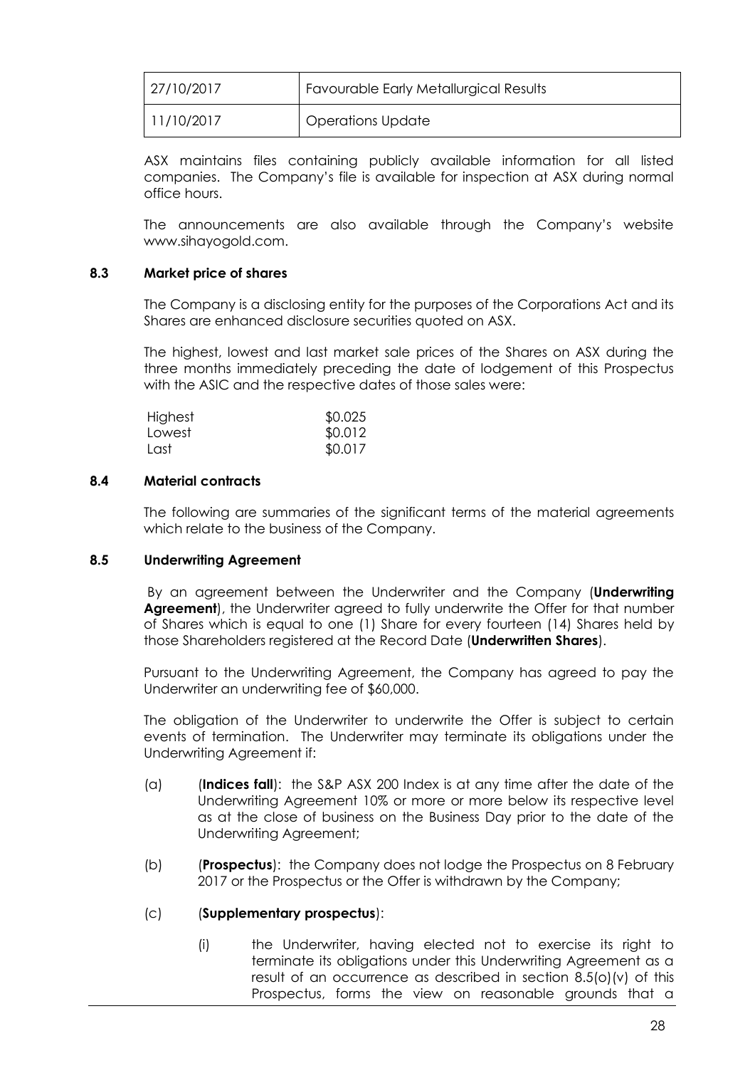| 27/10/2017 | Favourable Early Metallurgical Results |
| --- | --- |
| 11/10/2017 | Operations Update |

ASX maintains files containing publicly available information for all listed companies. The Company's file is available for inspection at ASX during normal office hours.

The announcements are also available through the Company's website www.sihayogold.com.

### 8.3 Market price of shares

The Company is a disclosing entity for the purposes of the Corporations Act and its Shares are enhanced disclosure securities quoted on ASX.

The highest, lowest and last market sale prices of the Shares on ASX during the three months immediately preceding the date of lodgement of this Prospectus with the ASIC and the respective dates of those sales were:

| | |
| --- | --- |
| Highest | $0.025 |
| Lowest | $0.012 |
| Last | $0.017 |

### 8.4 Material contracts

The following are summaries of the significant terms of the material agreements which relate to the business of the Company.

### 8.5 Underwriting Agreement

By an agreement between the Underwriter and the Company (**Underwriting Agreement**), the Underwriter agreed to fully underwrite the Offer for that number of Shares which is equal to one (1) Share for every fourteen (14) Shares held by those Shareholders registered at the Record Date (**Underwritten Shares**).

Pursuant to the Underwriting Agreement, the Company has agreed to pay the Underwriter an underwriting fee of $60,000.

The obligation of the Underwriter to underwrite the Offer is subject to certain events of termination. The Underwriter may terminate its obligations under the Underwriting Agreement if:

(a) (**Indices fall**): the S&P ASX 200 Index is at any time after the date of the Underwriting Agreement 10% or more or more below its respective level as at the close of business on the Business Day prior to the date of the Underwriting Agreement;

(b) (**Prospectus**): the Company does not lodge the Prospectus on 8 February 2017 or the Prospectus or the Offer is withdrawn by the Company;

(c) (**Supplementary prospectus**):

(i) the Underwriter, having elected not to exercise its right to terminate its obligations under this Underwriting Agreement as a result of an occurrence as described in section 8.5(o)(v) of this Prospectus, forms the view on reasonable grounds that a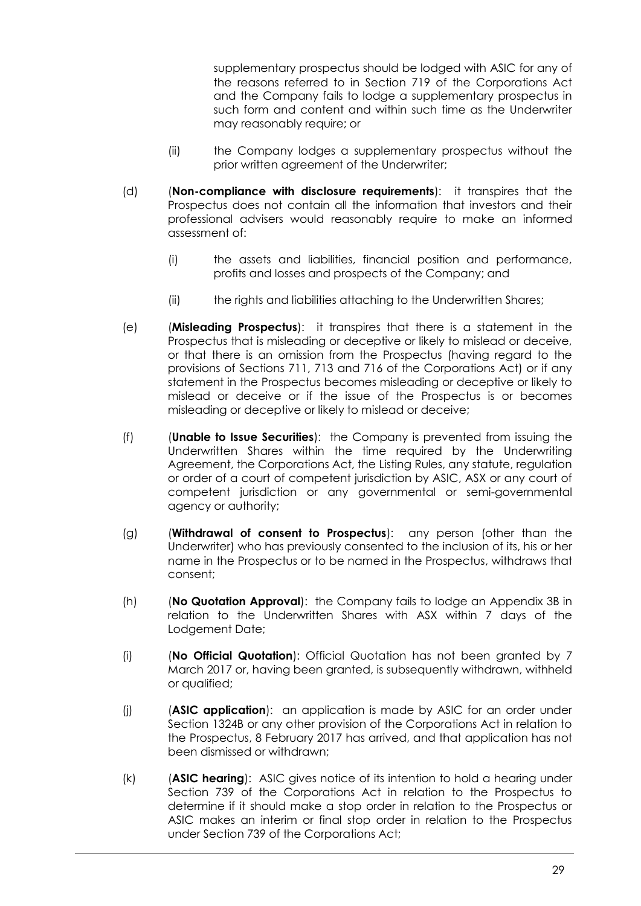supplementary prospectus should be lodged with ASIC for any of the reasons referred to in Section 719 of the Corporations Act and the Company fails to lodge a supplementary prospectus in such form and content and within such time as the Underwriter may reasonably require; or

(ii) the Company lodges a supplementary prospectus without the prior written agreement of the Underwriter;

(d) (**Non-compliance with disclosure requirements**): it transpires that the Prospectus does not contain all the information that investors and their professional advisers would reasonably require to make an informed assessment of:

(i) the assets and liabilities, financial position and performance, profits and losses and prospects of the Company; and

(ii) the rights and liabilities attaching to the Underwritten Shares;

(e) (**Misleading Prospectus**): it transpires that there is a statement in the Prospectus that is misleading or deceptive or likely to mislead or deceive, or that there is an omission from the Prospectus (having regard to the provisions of Sections 711, 713 and 716 of the Corporations Act) or if any statement in the Prospectus becomes misleading or deceptive or likely to mislead or deceive or if the issue of the Prospectus is or becomes misleading or deceptive or likely to mislead or deceive;

(f) (**Unable to Issue Securities**): the Company is prevented from issuing the Underwritten Shares within the time required by the Underwriting Agreement, the Corporations Act, the Listing Rules, any statute, regulation or order of a court of competent jurisdiction by ASIC, ASX or any court of competent jurisdiction or any governmental or semi-governmental agency or authority;

(g) (**Withdrawal of consent to Prospectus**): any person (other than the Underwriter) who has previously consented to the inclusion of its, his or her name in the Prospectus or to be named in the Prospectus, withdraws that consent;

(h) (**No Quotation Approval**): the Company fails to lodge an Appendix 3B in relation to the Underwritten Shares with ASX within 7 days of the Lodgement Date;

(i) (**No Official Quotation**): Official Quotation has not been granted by 7 March 2017 or, having been granted, is subsequently withdrawn, withheld or qualified;

(j) (**ASIC application**): an application is made by ASIC for an order under Section 1324B or any other provision of the Corporations Act in relation to the Prospectus, 8 February 2017 has arrived, and that application has not been dismissed or withdrawn;

(k) (**ASIC hearing**): ASIC gives notice of its intention to hold a hearing under Section 739 of the Corporations Act in relation to the Prospectus to determine if it should make a stop order in relation to the Prospectus or ASIC makes an interim or final stop order in relation to the Prospectus under Section 739 of the Corporations Act;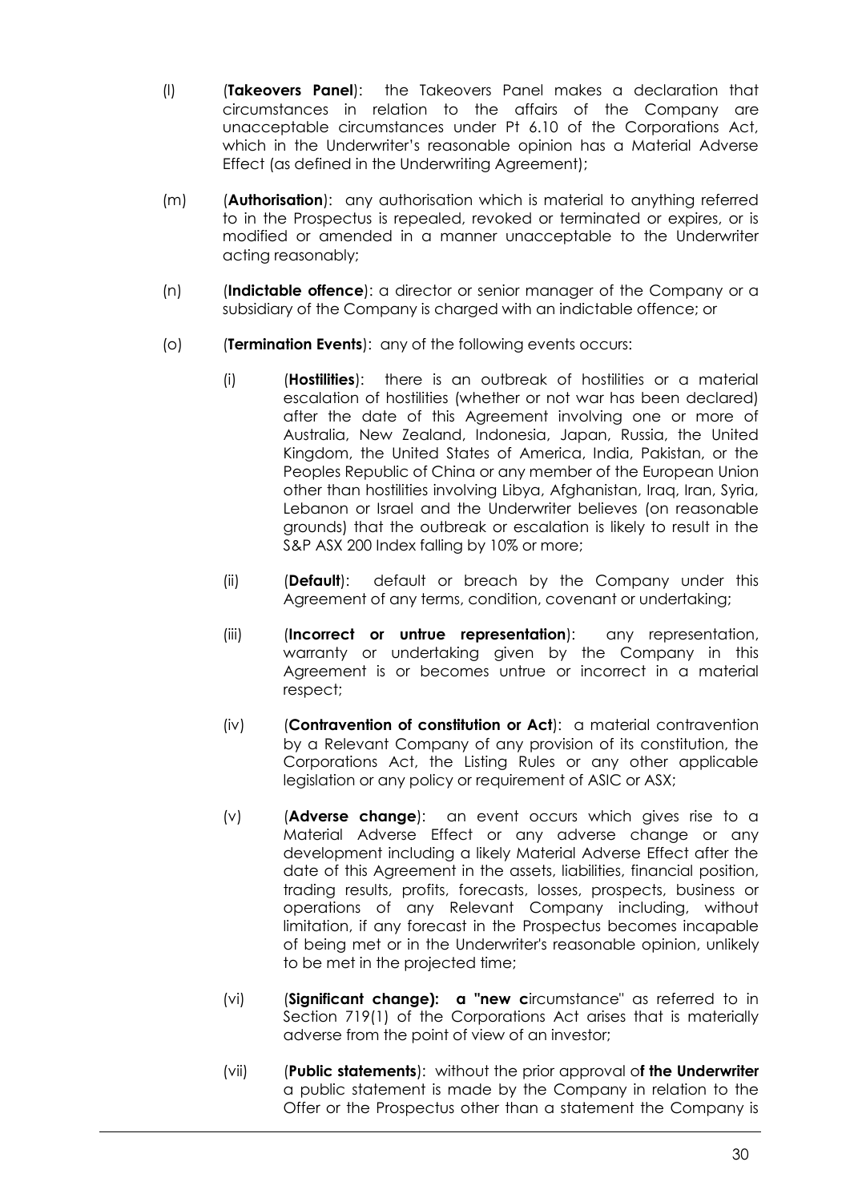(l) (**Takeovers Panel**): the Takeovers Panel makes a declaration that circumstances in relation to the affairs of the Company are unacceptable circumstances under Pt 6.10 of the Corporations Act, which in the Underwriter's reasonable opinion has a Material Adverse Effect (as defined in the Underwriting Agreement);

(m) (**Authorisation**): any authorisation which is material to anything referred to in the Prospectus is repealed, revoked or terminated or expires, or is modified or amended in a manner unacceptable to the Underwriter acting reasonably;

(n) (**Indictable offence**): a director or senior manager of the Company or a subsidiary of the Company is charged with an indictable offence; or

(o) (**Termination Events**): any of the following events occurs:

   (i) (**Hostilities**): there is an outbreak of hostilities or a material escalation of hostilities (whether or not war has been declared) after the date of this Agreement involving one or more of Australia, New Zealand, Indonesia, Japan, Russia, the United Kingdom, the United States of America, India, Pakistan, or the Peoples Republic of China or any member of the European Union other than hostilities involving Libya, Afghanistan, Iraq, Iran, Syria, Lebanon or Israel and the Underwriter believes (on reasonable grounds) that the outbreak or escalation is likely to result in the S&P ASX 200 Index falling by 10% or more;

   (ii) (**Default**): default or breach by the Company under this Agreement of any terms, condition, covenant or undertaking;

   (iii) (**Incorrect or untrue representation**): any representation, warranty or undertaking given by the Company in this Agreement is or becomes untrue or incorrect in a material respect;

   (iv) (**Contravention of constitution or Act**): a material contravention by a Relevant Company of any provision of its constitution, the Corporations Act, the Listing Rules or any other applicable legislation or any policy or requirement of ASIC or ASX;

   (v) (**Adverse change**): an event occurs which gives rise to a Material Adverse Effect or any adverse change or any development including a likely Material Adverse Effect after the date of this Agreement in the assets, liabilities, financial position, trading results, profits, forecasts, losses, prospects, business or operations of any Relevant Company including, without limitation, if any forecast in the Prospectus becomes incapable of being met or in the Underwriter's reasonable opinion, unlikely to be met in the projected time;

   (vi) (**Significant change): a "new c**ircumstance" as referred to in Section 719(1) of the Corporations Act arises that is materially adverse from the point of view of an investor;

   (vii) (**Public statements**): without the prior approval o**f the Underwriter** a public statement is made by the Company in relation to the Offer or the Prospectus other than a statement the Company is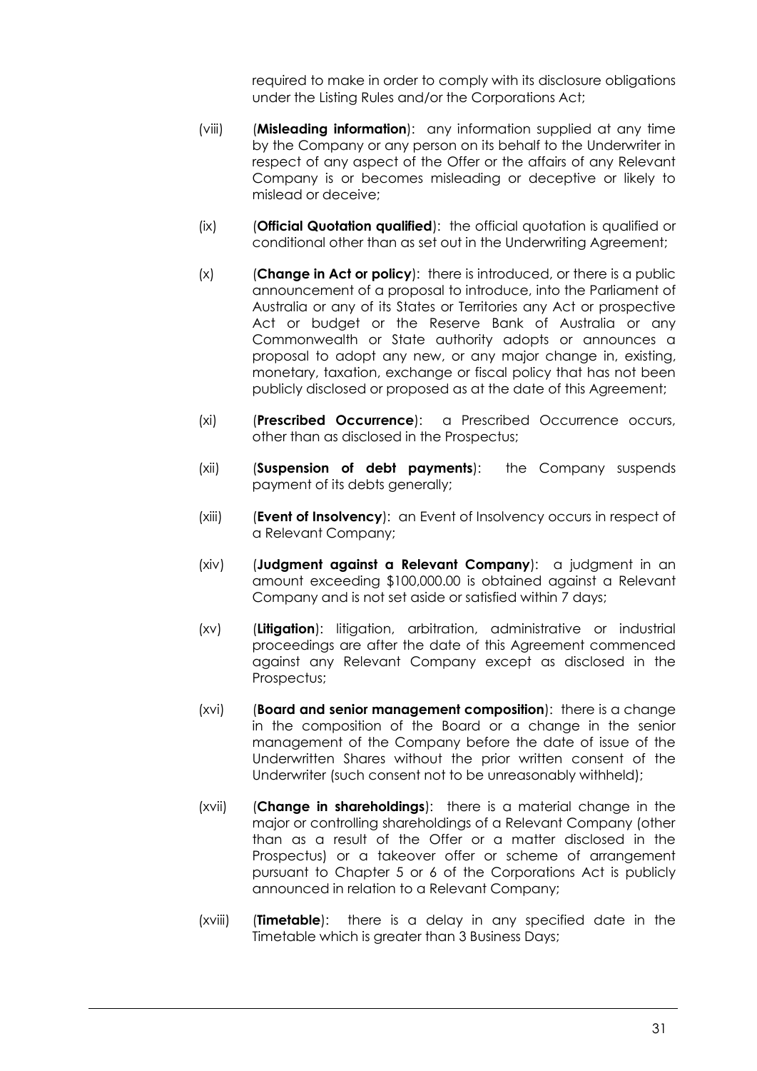required to make in order to comply with its disclosure obligations under the Listing Rules and/or the Corporations Act;

(viii) (**Misleading information**): any information supplied at any time by the Company or any person on its behalf to the Underwriter in respect of any aspect of the Offer or the affairs of any Relevant Company is or becomes misleading or deceptive or likely to mislead or deceive;

(ix) (**Official Quotation qualified**): the official quotation is qualified or conditional other than as set out in the Underwriting Agreement;

(x) (**Change in Act or policy**): there is introduced, or there is a public announcement of a proposal to introduce, into the Parliament of Australia or any of its States or Territories any Act or prospective Act or budget or the Reserve Bank of Australia or any Commonwealth or State authority adopts or announces a proposal to adopt any new, or any major change in, existing, monetary, taxation, exchange or fiscal policy that has not been publicly disclosed or proposed as at the date of this Agreement;

(xi) (**Prescribed Occurrence**): a Prescribed Occurrence occurs, other than as disclosed in the Prospectus;

(xii) (**Suspension of debt payments**): the Company suspends payment of its debts generally;

(xiii) (**Event of Insolvency**): an Event of Insolvency occurs in respect of a Relevant Company;

(xiv) (**Judgment against a Relevant Company**): a judgment in an amount exceeding $100,000.00 is obtained against a Relevant Company and is not set aside or satisfied within 7 days;

(xv) (**Litigation**): litigation, arbitration, administrative or industrial proceedings are after the date of this Agreement commenced against any Relevant Company except as disclosed in the Prospectus;

(xvi) (**Board and senior management composition**): there is a change in the composition of the Board or a change in the senior management of the Company before the date of issue of the Underwritten Shares without the prior written consent of the Underwriter (such consent not to be unreasonably withheld);

(xvii) (**Change in shareholdings**): there is a material change in the major or controlling shareholdings of a Relevant Company (other than as a result of the Offer or a matter disclosed in the Prospectus) or a takeover offer or scheme of arrangement pursuant to Chapter 5 or 6 of the Corporations Act is publicly announced in relation to a Relevant Company;

(xviii) (**Timetable**): there is a delay in any specified date in the Timetable which is greater than 3 Business Days;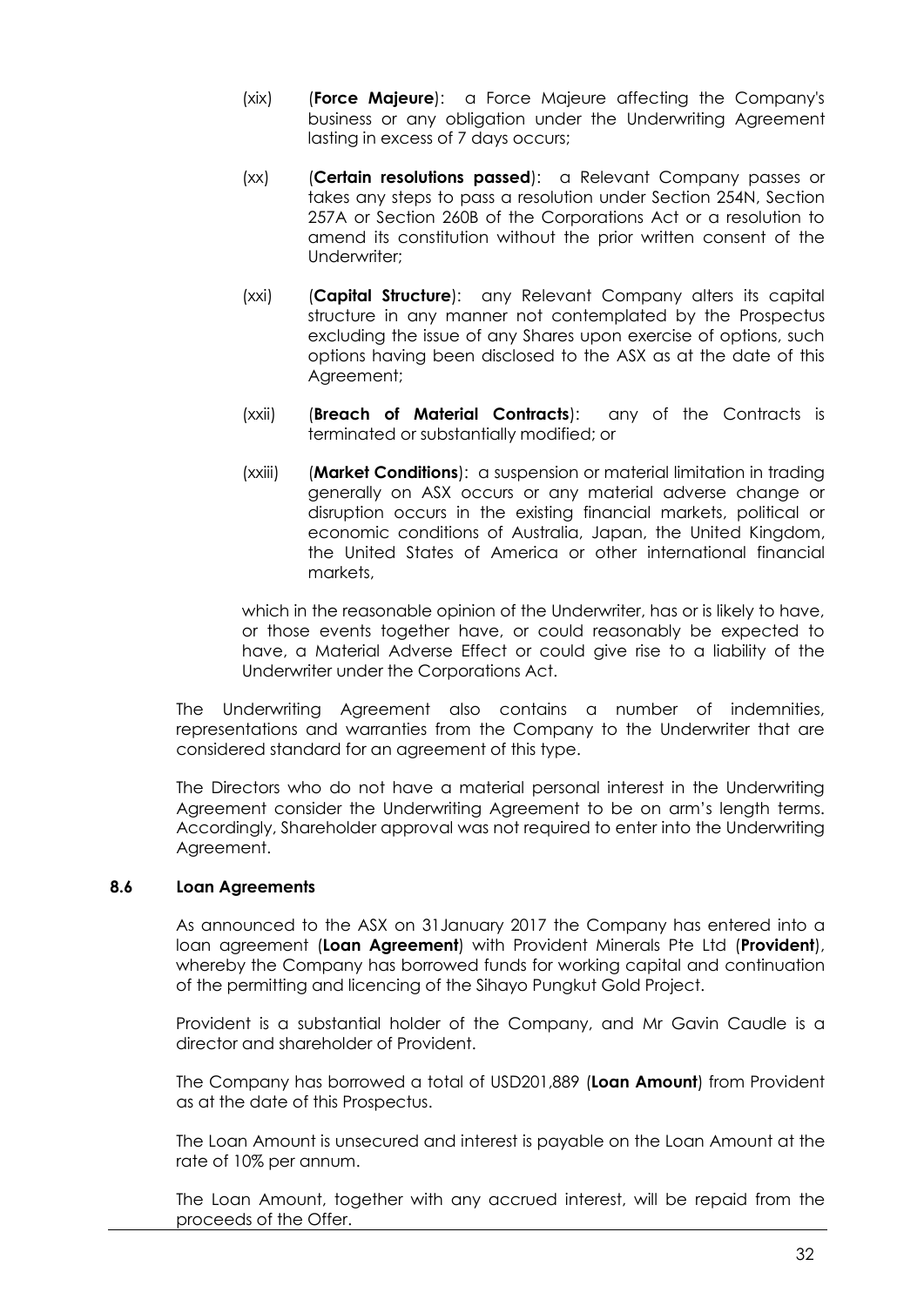(xix) (**Force Majeure**): a Force Majeure affecting the Company's business or any obligation under the Underwriting Agreement lasting in excess of 7 days occurs;

(xx) (**Certain resolutions passed**): a Relevant Company passes or takes any steps to pass a resolution under Section 254N, Section 257A or Section 260B of the Corporations Act or a resolution to amend its constitution without the prior written consent of the Underwriter;

(xxi) (**Capital Structure**): any Relevant Company alters its capital structure in any manner not contemplated by the Prospectus excluding the issue of any Shares upon exercise of options, such options having been disclosed to the ASX as at the date of this Agreement;

(xxii) (**Breach of Material Contracts**): any of the Contracts is terminated or substantially modified; or

(xxiii) (**Market Conditions**): a suspension or material limitation in trading generally on ASX occurs or any material adverse change or disruption occurs in the existing financial markets, political or economic conditions of Australia, Japan, the United Kingdom, the United States of America or other international financial markets,

which in the reasonable opinion of the Underwriter, has or is likely to have, or those events together have, or could reasonably be expected to have, a Material Adverse Effect or could give rise to a liability of the Underwriter under the Corporations Act.

The Underwriting Agreement also contains a number of indemnities, representations and warranties from the Company to the Underwriter that are considered standard for an agreement of this type.

The Directors who do not have a material personal interest in the Underwriting Agreement consider the Underwriting Agreement to be on arm's length terms. Accordingly, Shareholder approval was not required to enter into the Underwriting Agreement.

### 8.6 Loan Agreements

As announced to the ASX on 31January 2017 the Company has entered into a loan agreement (**Loan Agreement**) with Provident Minerals Pte Ltd (**Provident**), whereby the Company has borrowed funds for working capital and continuation of the permitting and licencing of the Sihayo Pungkut Gold Project.

Provident is a substantial holder of the Company, and Mr Gavin Caudle is a director and shareholder of Provident.

The Company has borrowed a total of USD201,889 (**Loan Amount**) from Provident as at the date of this Prospectus.

The Loan Amount is unsecured and interest is payable on the Loan Amount at the rate of 10% per annum.

The Loan Amount, together with any accrued interest, will be repaid from the proceeds of the Offer.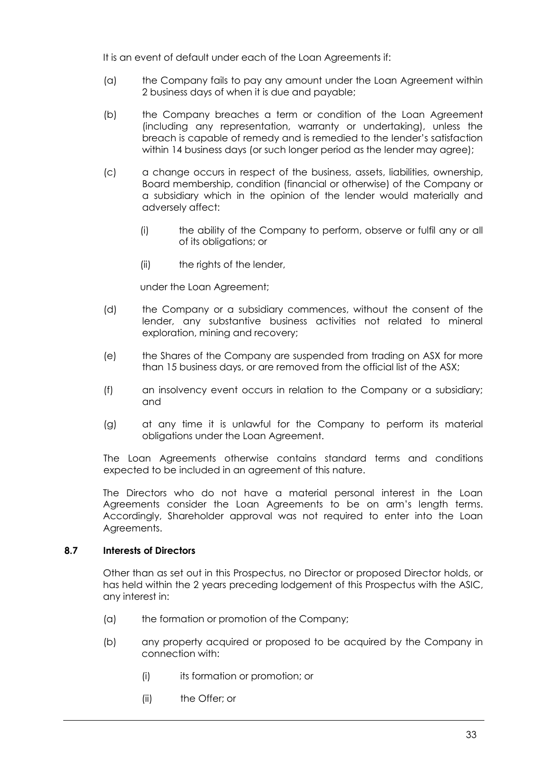It is an event of default under each of the Loan Agreements if:

(a) the Company fails to pay any amount under the Loan Agreement within 2 business days of when it is due and payable;

(b) the Company breaches a term or condition of the Loan Agreement (including any representation, warranty or undertaking), unless the breach is capable of remedy and is remedied to the lender's satisfaction within 14 business days (or such longer period as the lender may agree);

(c) a change occurs in respect of the business, assets, liabilities, ownership, Board membership, condition (financial or otherwise) of the Company or a subsidiary which in the opinion of the lender would materially and adversely affect:

  (i) the ability of the Company to perform, observe or fulfil any or all of its obligations; or

  (ii) the rights of the lender,

  under the Loan Agreement;

(d) the Company or a subsidiary commences, without the consent of the lender, any substantive business activities not related to mineral exploration, mining and recovery;

(e) the Shares of the Company are suspended from trading on ASX for more than 15 business days, or are removed from the official list of the ASX;

(f) an insolvency event occurs in relation to the Company or a subsidiary; and

(g) at any time it is unlawful for the Company to perform its material obligations under the Loan Agreement.

The Loan Agreements otherwise contains standard terms and conditions expected to be included in an agreement of this nature.

The Directors who do not have a material personal interest in the Loan Agreements consider the Loan Agreements to be on arm's length terms. Accordingly, Shareholder approval was not required to enter into the Loan Agreements.

### 8.7 Interests of Directors

Other than as set out in this Prospectus, no Director or proposed Director holds, or has held within the 2 years preceding lodgement of this Prospectus with the ASIC, any interest in:

(a) the formation or promotion of the Company;

(b) any property acquired or proposed to be acquired by the Company in connection with:

  (i) its formation or promotion; or

  (ii) the Offer; or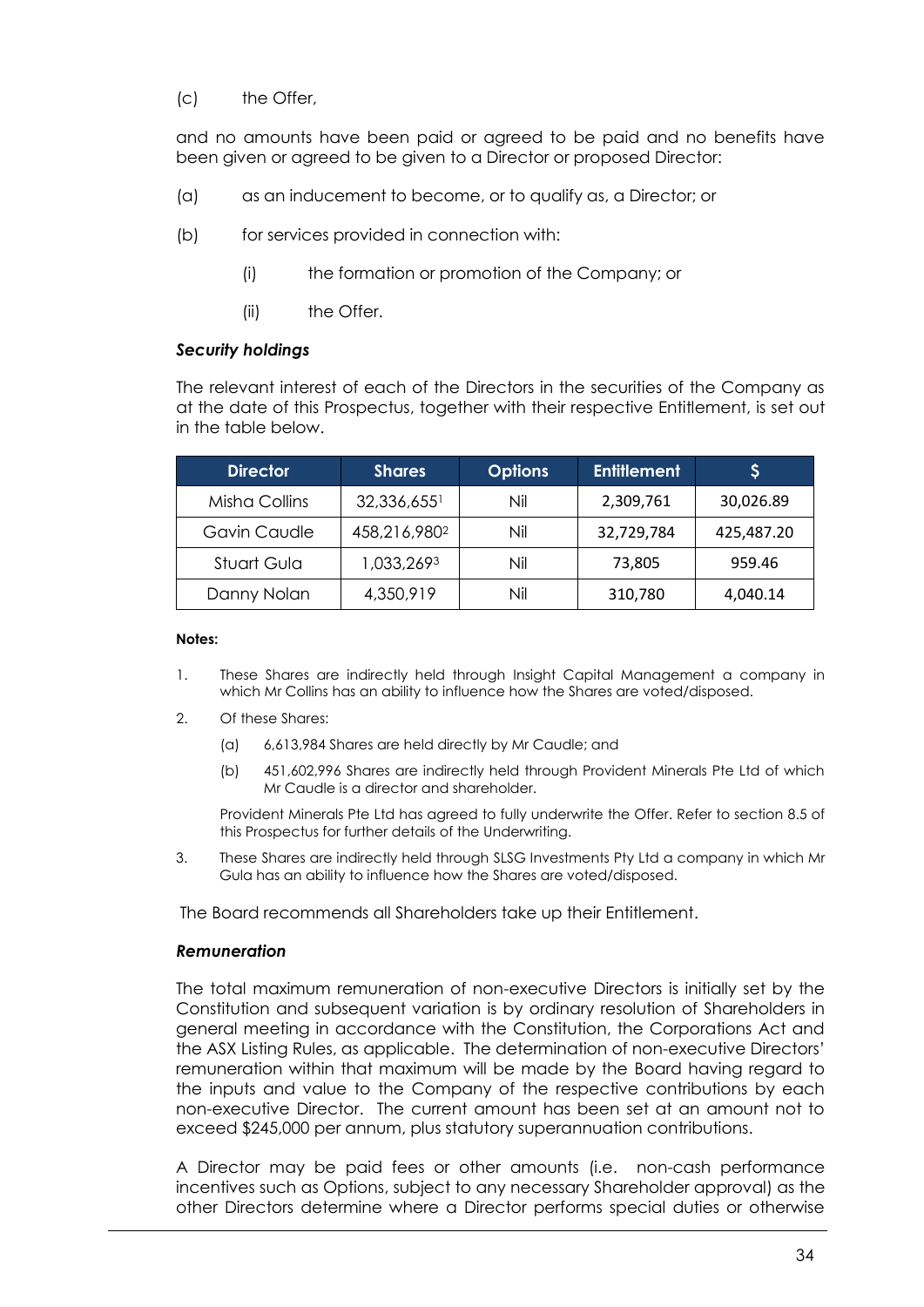(c) the Offer,

and no amounts have been paid or agreed to be paid and no benefits have been given or agreed to be given to a Director or proposed Director:

(a) as an inducement to become, or to qualify as, a Director; or

(b) for services provided in connection with:

(i) the formation or promotion of the Company; or

(ii) the Offer.

***Security holdings***

The relevant interest of each of the Directors in the securities of the Company as at the date of this Prospectus, together with their respective Entitlement, is set out in the table below.

| Director | Shares | Options | Entitlement | $ |
|---|---|---|---|---|
| Misha Collins | 32,336,655[1] | Nil | 2,309,761 | 30,026.89 |
| Gavin Caudle | 458,216,980[2] | Nil | 32,729,784 | 425,487.20 |
| Stuart Gula | 1,033,269[3] | Nil | 73,805 | 959.46 |
| Danny Nolan | 4,350,919 | Nil | 310,780 | 4,040.14 |

**Notes:**

1. These Shares are indirectly held through Insight Capital Management a company in which Mr Collins has an ability to influence how the Shares are voted/disposed.
2. Of these Shares:
   (a) 6,613,984 Shares are held directly by Mr Caudle; and
   (b) 451,602,996 Shares are indirectly held through Provident Minerals Pte Ltd of which Mr Caudle is a director and shareholder.

   Provident Minerals Pte Ltd has agreed to fully underwrite the Offer. Refer to section 8.5 of this Prospectus for further details of the Underwriting.
3. These Shares are indirectly held through SLSG Investments Pty Ltd a company in which Mr Gula has an ability to influence how the Shares are voted/disposed.

The Board recommends all Shareholders take up their Entitlement.

***Remuneration***

The total maximum remuneration of non-executive Directors is initially set by the Constitution and subsequent variation is by ordinary resolution of Shareholders in general meeting in accordance with the Constitution, the Corporations Act and the ASX Listing Rules, as applicable. The determination of non-executive Directors' remuneration within that maximum will be made by the Board having regard to the inputs and value to the Company of the respective contributions by each non-executive Director. The current amount has been set at an amount not to exceed $245,000 per annum, plus statutory superannuation contributions.

A Director may be paid fees or other amounts (i.e. non-cash performance incentives such as Options, subject to any necessary Shareholder approval) as the other Directors determine where a Director performs special duties or otherwise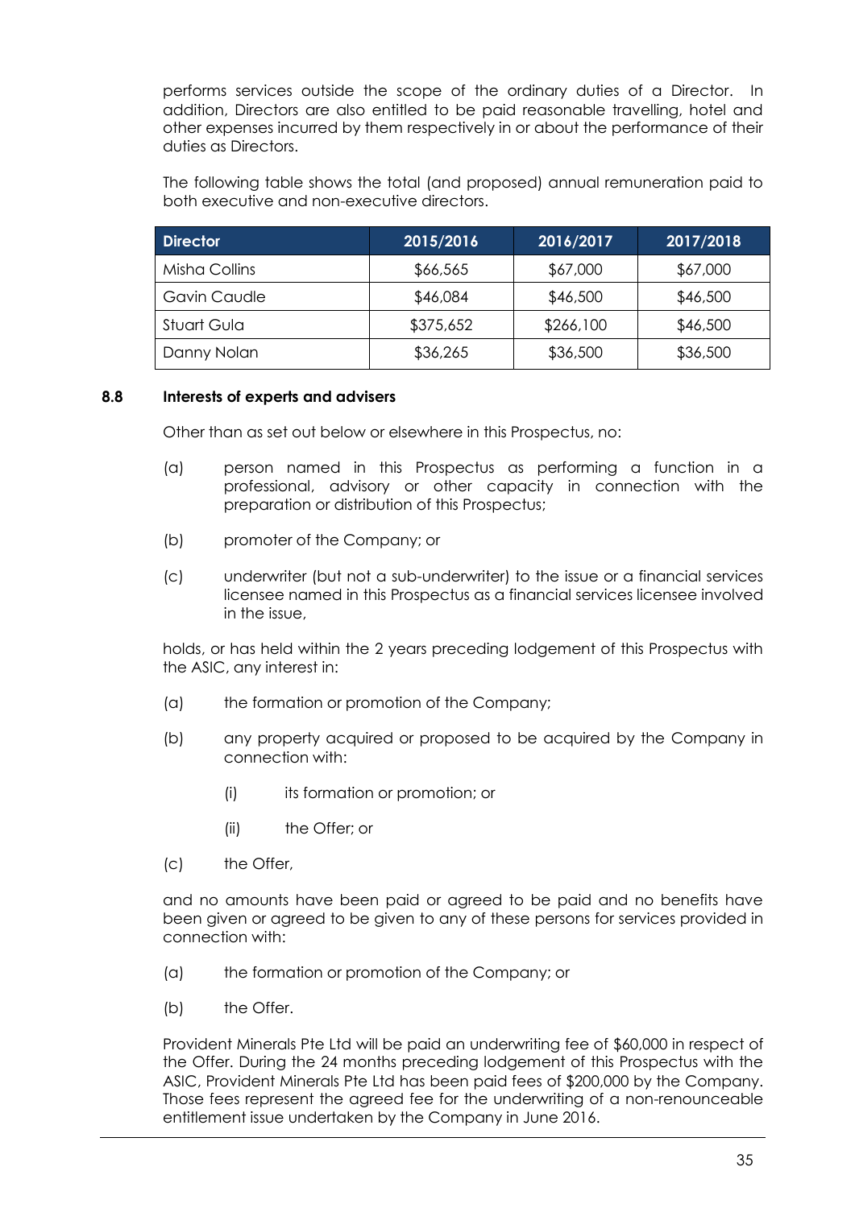performs services outside the scope of the ordinary duties of a Director. In addition, Directors are also entitled to be paid reasonable travelling, hotel and other expenses incurred by them respectively in or about the performance of their duties as Directors.

The following table shows the total (and proposed) annual remuneration paid to both executive and non-executive directors.

| Director | 2015/2016 | 2016/2017 | 2017/2018 |
|---|---|---|---|
| Misha Collins | $66,565 | $67,000 | $67,000 |
| Gavin Caudle | $46,084 | $46,500 | $46,500 |
| Stuart Gula | $375,652 | $266,100 | $46,500 |
| Danny Nolan | $36,265 | $36,500 | $36,500 |

### 8.8 Interests of experts and advisers

Other than as set out below or elsewhere in this Prospectus, no:

(a) person named in this Prospectus as performing a function in a professional, advisory or other capacity in connection with the preparation or distribution of this Prospectus;

(b) promoter of the Company; or

(c) underwriter (but not a sub-underwriter) to the issue or a financial services licensee named in this Prospectus as a financial services licensee involved in the issue,

holds, or has held within the 2 years preceding lodgement of this Prospectus with the ASIC, any interest in:

(a) the formation or promotion of the Company;

(b) any property acquired or proposed to be acquired by the Company in connection with:

  (i) its formation or promotion; or

  (ii) the Offer; or

(c) the Offer,

and no amounts have been paid or agreed to be paid and no benefits have been given or agreed to be given to any of these persons for services provided in connection with:

(a) the formation or promotion of the Company; or

(b) the Offer.

Provident Minerals Pte Ltd will be paid an underwriting fee of $60,000 in respect of the Offer. During the 24 months preceding lodgement of this Prospectus with the ASIC, Provident Minerals Pte Ltd has been paid fees of $200,000 by the Company. Those fees represent the agreed fee for the underwriting of a non-renounceable entitlement issue undertaken by the Company in June 2016.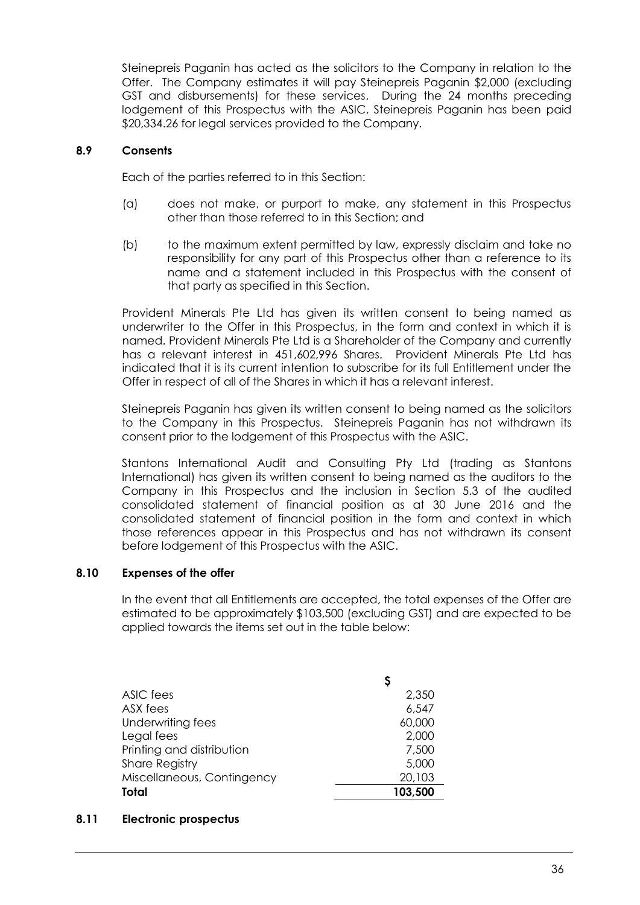Steinepreis Paganin has acted as the solicitors to the Company in relation to the Offer. The Company estimates it will pay Steinepreis Paganin $2,000 (excluding GST and disbursements) for these services. During the 24 months preceding lodgement of this Prospectus with the ASIC, Steinepreis Paganin has been paid $20,334.26 for legal services provided to the Company.

### 8.9 Consents

Each of the parties referred to in this Section:

(a) does not make, or purport to make, any statement in this Prospectus other than those referred to in this Section; and

(b) to the maximum extent permitted by law, expressly disclaim and take no responsibility for any part of this Prospectus other than a reference to its name and a statement included in this Prospectus with the consent of that party as specified in this Section.

Provident Minerals Pte Ltd has given its written consent to being named as underwriter to the Offer in this Prospectus, in the form and context in which it is named. Provident Minerals Pte Ltd is a Shareholder of the Company and currently has a relevant interest in 451,602,996 Shares. Provident Minerals Pte Ltd has indicated that it is its current intention to subscribe for its full Entitlement under the Offer in respect of all of the Shares in which it has a relevant interest.

Steinepreis Paganin has given its written consent to being named as the solicitors to the Company in this Prospectus. Steinepreis Paganin has not withdrawn its consent prior to the lodgement of this Prospectus with the ASIC.

Stantons International Audit and Consulting Pty Ltd (trading as Stantons International) has given its written consent to being named as the auditors to the Company in this Prospectus and the inclusion in Section 5.3 of the audited consolidated statement of financial position as at 30 June 2016 and the consolidated statement of financial position in the form and context in which those references appear in this Prospectus and has not withdrawn its consent before lodgement of this Prospectus with the ASIC.

### 8.10 Expenses of the offer

In the event that all Entitlements are accepted, the total expenses of the Offer are estimated to be approximately $103,500 (excluding GST) and are expected to be applied towards the items set out in the table below:

| | $ |
|---|---|
| ASIC fees | 2,350 |
| ASX fees | 6,547 |
| Underwriting fees | 60,000 |
| Legal fees | 2,000 |
| Printing and distribution | 7,500 |
| Share Registry | 5,000 |
| Miscellaneous, Contingency | 20,103 |
| **Total** | **103,500** |

### 8.11 Electronic prospectus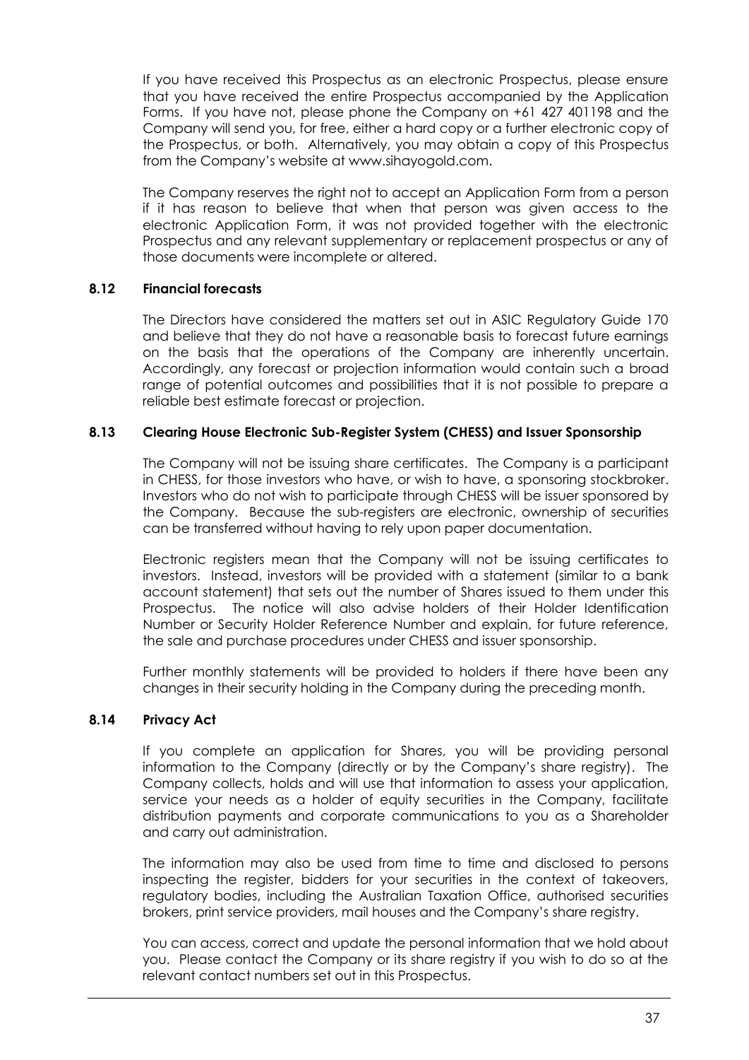If you have received this Prospectus as an electronic Prospectus, please ensure that you have received the entire Prospectus accompanied by the Application Forms. If you have not, please phone the Company on +61 427 401198 and the Company will send you, for free, either a hard copy or a further electronic copy of the Prospectus, or both. Alternatively, you may obtain a copy of this Prospectus from the Company's website at www.sihayogold.com.

The Company reserves the right not to accept an Application Form from a person if it has reason to believe that when that person was given access to the electronic Application Form, it was not provided together with the electronic Prospectus and any relevant supplementary or replacement prospectus or any of those documents were incomplete or altered.

### 8.12 Financial forecasts

The Directors have considered the matters set out in ASIC Regulatory Guide 170 and believe that they do not have a reasonable basis to forecast future earnings on the basis that the operations of the Company are inherently uncertain. Accordingly, any forecast or projection information would contain such a broad range of potential outcomes and possibilities that it is not possible to prepare a reliable best estimate forecast or projection.

### 8.13 Clearing House Electronic Sub-Register System (CHESS) and Issuer Sponsorship

The Company will not be issuing share certificates. The Company is a participant in CHESS, for those investors who have, or wish to have, a sponsoring stockbroker. Investors who do not wish to participate through CHESS will be issuer sponsored by the Company. Because the sub-registers are electronic, ownership of securities can be transferred without having to rely upon paper documentation.

Electronic registers mean that the Company will not be issuing certificates to investors. Instead, investors will be provided with a statement (similar to a bank account statement) that sets out the number of Shares issued to them under this Prospectus. The notice will also advise holders of their Holder Identification Number or Security Holder Reference Number and explain, for future reference, the sale and purchase procedures under CHESS and issuer sponsorship.

Further monthly statements will be provided to holders if there have been any changes in their security holding in the Company during the preceding month.

### 8.14 Privacy Act

If you complete an application for Shares, you will be providing personal information to the Company (directly or by the Company's share registry). The Company collects, holds and will use that information to assess your application, service your needs as a holder of equity securities in the Company, facilitate distribution payments and corporate communications to you as a Shareholder and carry out administration.

The information may also be used from time to time and disclosed to persons inspecting the register, bidders for your securities in the context of takeovers, regulatory bodies, including the Australian Taxation Office, authorised securities brokers, print service providers, mail houses and the Company's share registry.

You can access, correct and update the personal information that we hold about you. Please contact the Company or its share registry if you wish to do so at the relevant contact numbers set out in this Prospectus.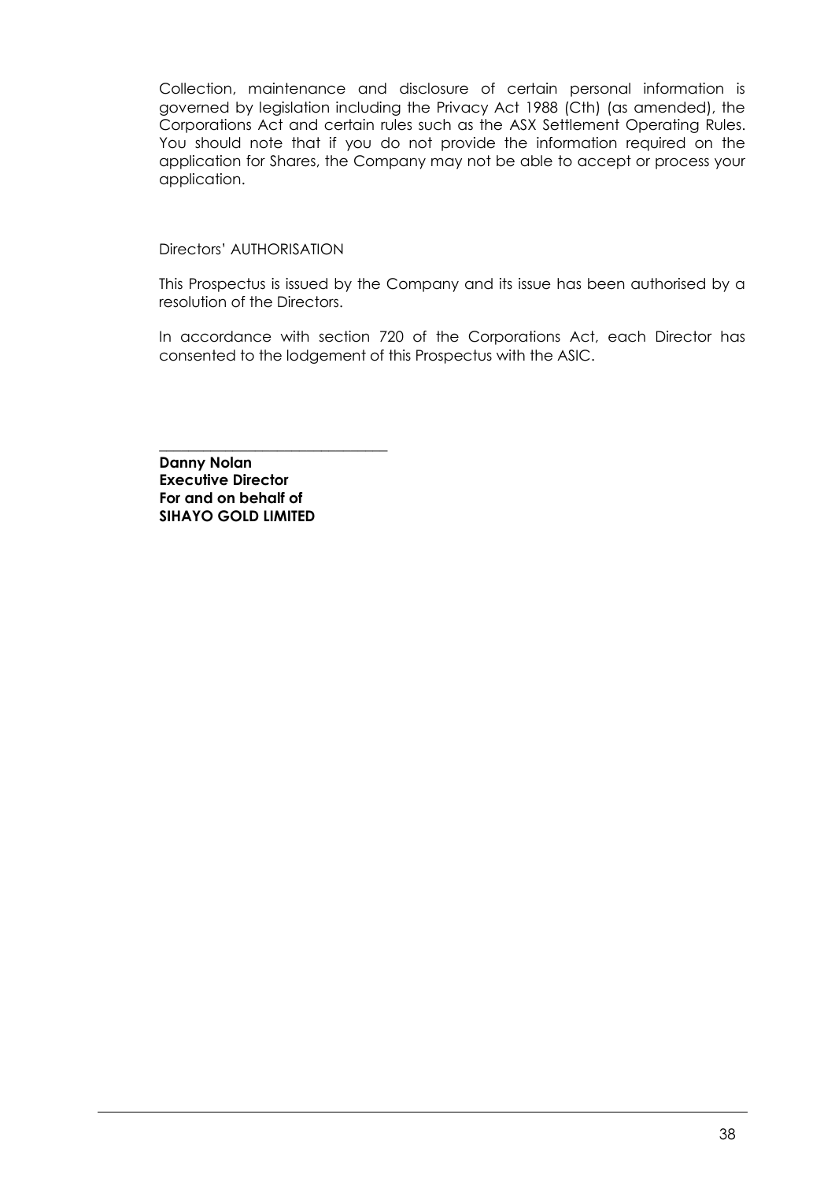Collection, maintenance and disclosure of certain personal information is governed by legislation including the Privacy Act 1988 (Cth) (as amended), the Corporations Act and certain rules such as the ASX Settlement Operating Rules. You should note that if you do not provide the information required on the application for Shares, the Company may not be able to accept or process your application.

## Directors' AUTHORISATION

This Prospectus is issued by the Company and its issue has been authorised by a resolution of the Directors.

In accordance with section 720 of the Corporations Act, each Director has consented to the lodgement of this Prospectus with the ASIC.

_______________________________

**Danny Nolan**
**Executive Director**
**For and on behalf of**
**SIHAYO GOLD LIMITED**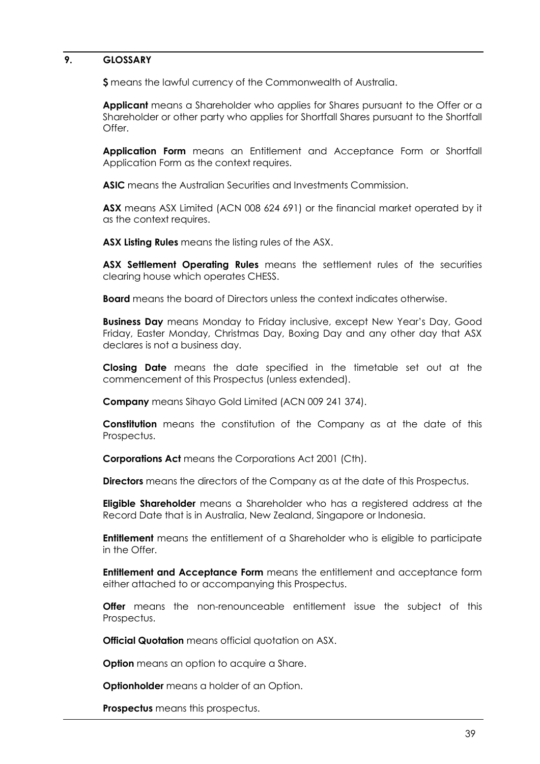## 9. GLOSSARY

**$** means the lawful currency of the Commonwealth of Australia.

**Applicant** means a Shareholder who applies for Shares pursuant to the Offer or a Shareholder or other party who applies for Shortfall Shares pursuant to the Shortfall Offer.

**Application Form** means an Entitlement and Acceptance Form or Shortfall Application Form as the context requires.

**ASIC** means the Australian Securities and Investments Commission.

**ASX** means ASX Limited (ACN 008 624 691) or the financial market operated by it as the context requires.

**ASX Listing Rules** means the listing rules of the ASX.

**ASX Settlement Operating Rules** means the settlement rules of the securities clearing house which operates CHESS.

**Board** means the board of Directors unless the context indicates otherwise.

**Business Day** means Monday to Friday inclusive, except New Year's Day, Good Friday, Easter Monday, Christmas Day, Boxing Day and any other day that ASX declares is not a business day.

**Closing Date** means the date specified in the timetable set out at the commencement of this Prospectus (unless extended).

**Company** means Sihayo Gold Limited (ACN 009 241 374).

**Constitution** means the constitution of the Company as at the date of this Prospectus.

**Corporations Act** means the Corporations Act 2001 (Cth).

**Directors** means the directors of the Company as at the date of this Prospectus.

**Eligible Shareholder** means a Shareholder who has a registered address at the Record Date that is in Australia, New Zealand, Singapore or Indonesia.

**Entitlement** means the entitlement of a Shareholder who is eligible to participate in the Offer.

**Entitlement and Acceptance Form** means the entitlement and acceptance form either attached to or accompanying this Prospectus.

**Offer** means the non-renounceable entitlement issue the subject of this Prospectus.

**Official Quotation** means official quotation on ASX.

**Option** means an option to acquire a Share.

**Optionholder** means a holder of an Option.

**Prospectus** means this prospectus.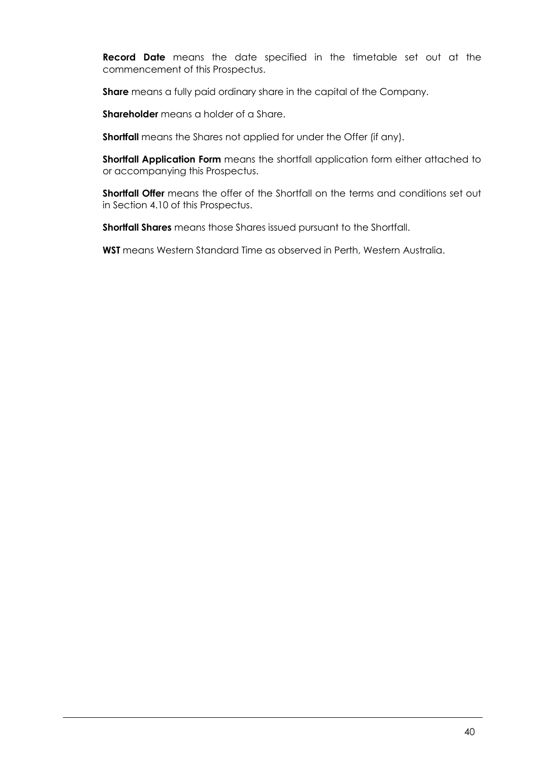**Record Date** means the date specified in the timetable set out at the commencement of this Prospectus.

**Share** means a fully paid ordinary share in the capital of the Company.

**Shareholder** means a holder of a Share.

**Shortfall** means the Shares not applied for under the Offer (if any).

**Shortfall Application Form** means the shortfall application form either attached to or accompanying this Prospectus.

**Shortfall Offer** means the offer of the Shortfall on the terms and conditions set out in Section 4.10 of this Prospectus.

**Shortfall Shares** means those Shares issued pursuant to the Shortfall.

**WST** means Western Standard Time as observed in Perth, Western Australia.